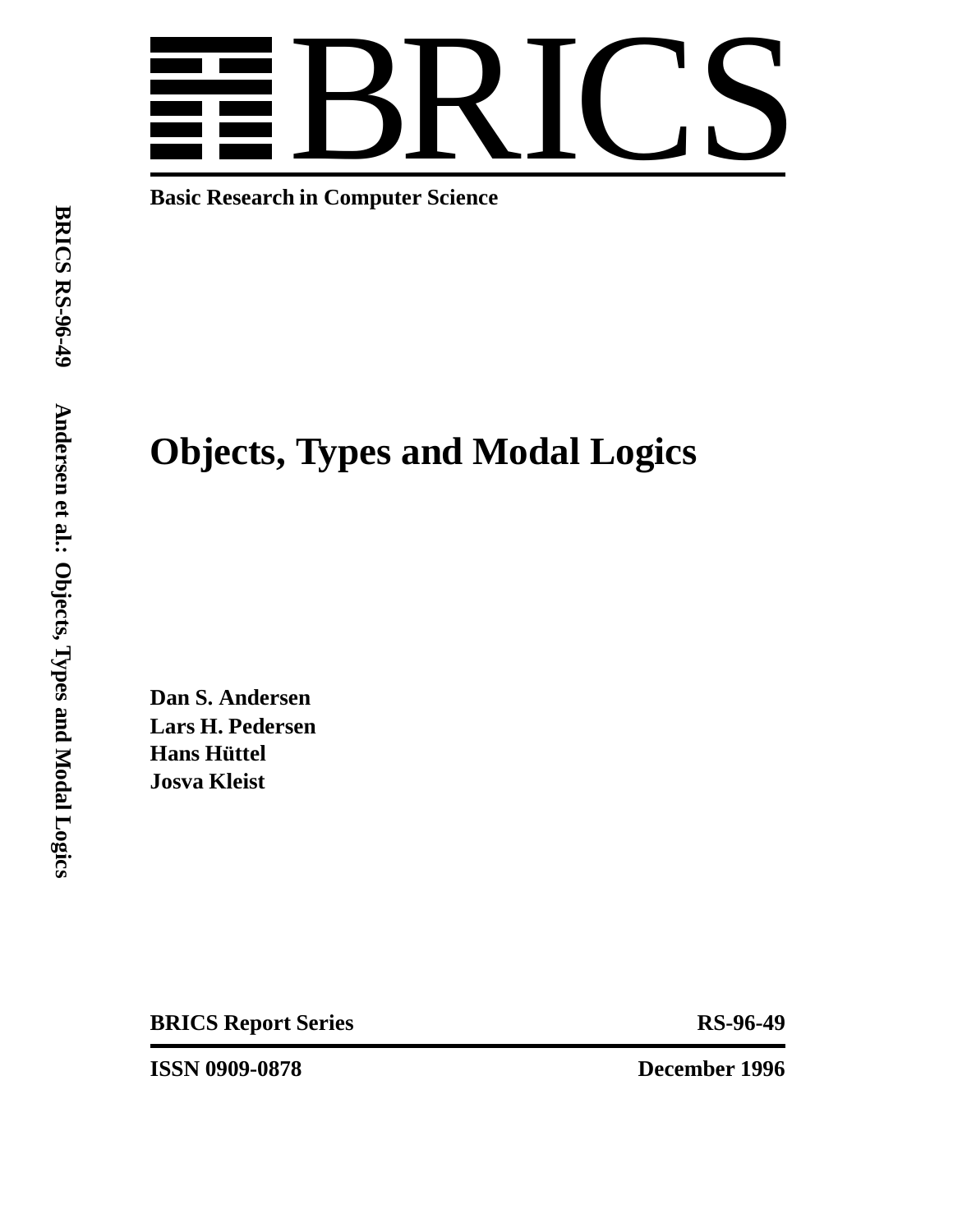# BRICS

**Basic Research in Computer Science**

# Objects, Types and Modal Logics

**Dan S. Andersen**
**Lars H. Pedersen**
**Hans Hüttel**
**Josva Kleist**

**BRICS Report Series** **RS-96-49**

**ISSN 0909-0878** **December 1996**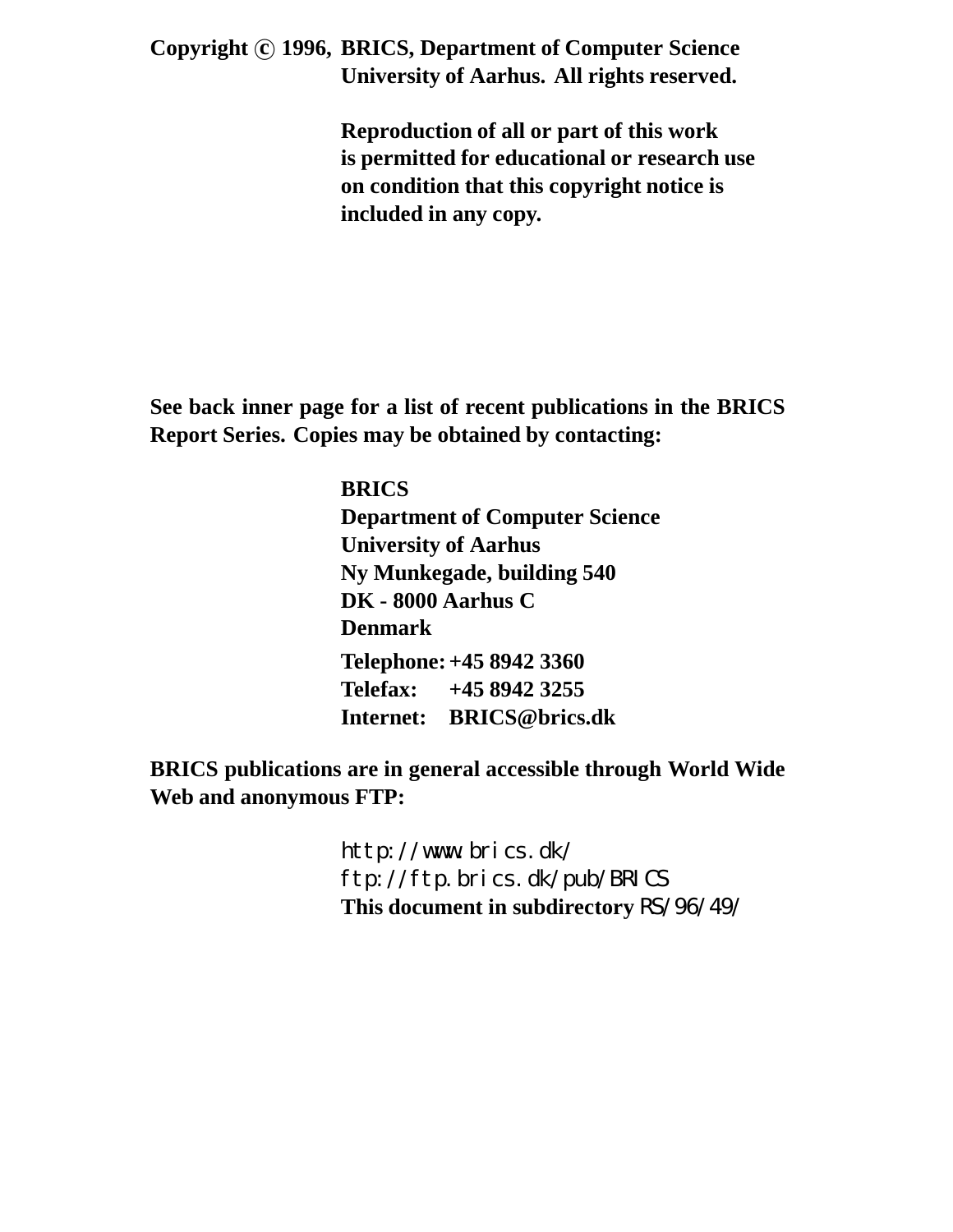**Copyright © 1996, BRICS, Department of Computer Science University of Aarhus. All rights reserved.**

**Reproduction of all or part of this work is permitted for educational or research use on condition that this copyright notice is included in any copy.**

**See back inner page for a list of recent publications in the BRICS Report Series. Copies may be obtained by contacting:**

**BRICS**
**Department of Computer Science**
**University of Aarhus**
**Ny Munkegade, building 540**
**DK - 8000 Aarhus C**
**Denmark**

**Telephone: +45 8942 3360**
**Telefax: +45 8942 3255**
**Internet: BRICS@brics.dk**

**BRICS publications are in general accessible through World Wide Web and anonymous FTP:**

`http://www.brics.dk/`
`ftp://ftp.brics.dk/pub/BRICS`
**This document in subdirectory** `RS/96/49/`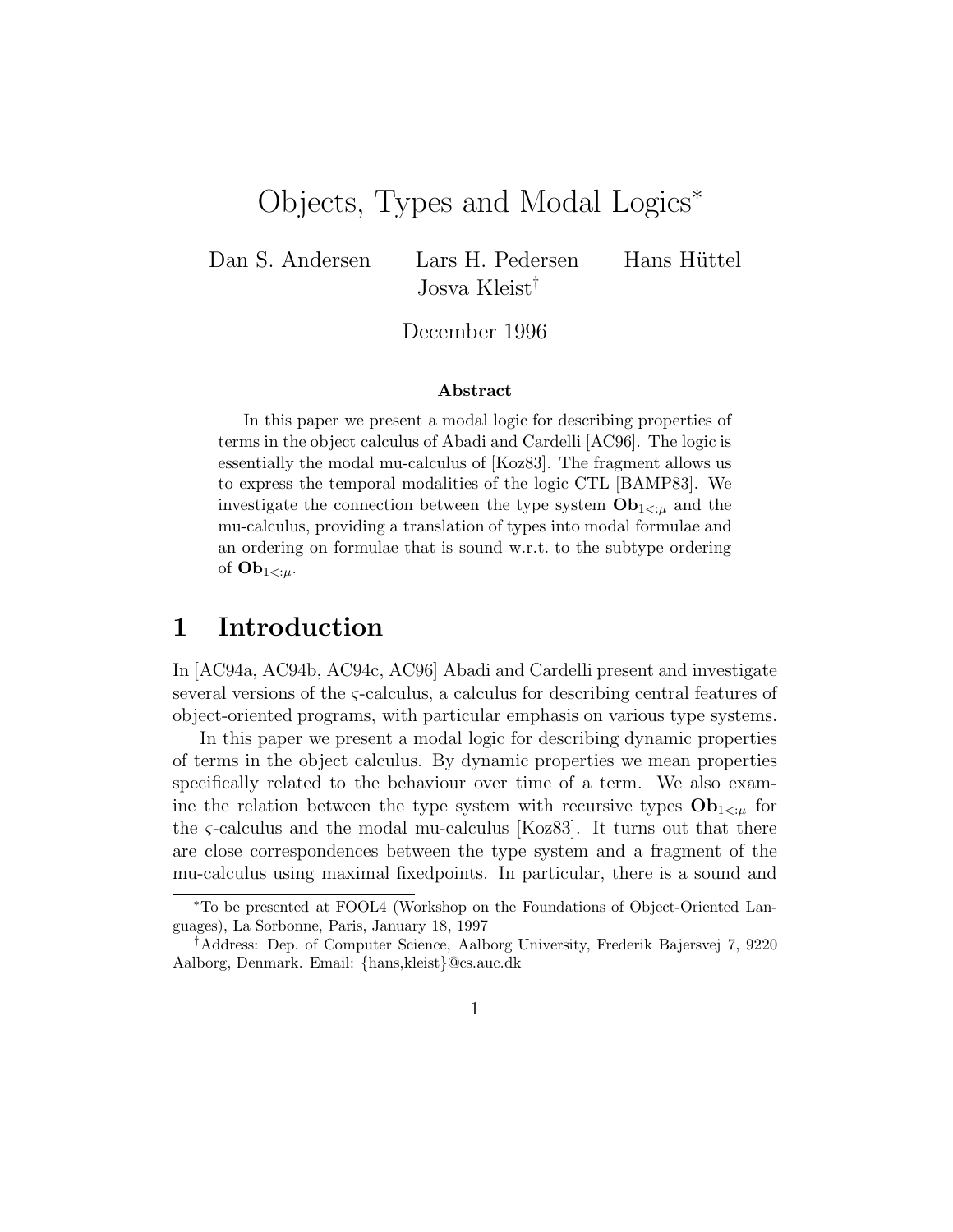// Objects, Types and Modal Logics[*]

Dan S. Andersen  Lars H. Pedersen  Hans Hüttel  Josva Kleist[†]

December 1996

**Abstract**

In this paper we present a modal logic for describing properties of terms in the object calculus of Abadi and Cardelli [AC96]. The logic is essentially the modal mu-calculus of [Koz83]. The fragment allows us to express the temporal modalities of the logic CTL [BAMP83]. We investigate the connection between the type system $\mathbf{Ob}_{1<:\mu}$ and the mu-calculus, providing a translation of types into modal formulae and an ordering on formulae that is sound w.r.t. to the subtype ordering of $\mathbf{Ob}_{1<:\mu}$.

## 1 Introduction

In [AC94a, AC94b, AC94c, AC96] Abadi and Cardelli present and investigate several versions of the $\varsigma$-calculus, a calculus for describing central features of object-oriented programs, with particular emphasis on various type systems.

In this paper we present a modal logic for describing dynamic properties of terms in the object calculus. By dynamic properties we mean properties specifically related to the behaviour over time of a term. We also examine the relation between the type system with recursive types $\mathbf{Ob}_{1<:\mu}$ for the $\varsigma$-calculus and the modal mu-calculus [Koz83]. It turns out that there are close correspondences between the type system and a fragment of the mu-calculus using maximal fixedpoints. In particular, there is a sound and

[*]To be presented at FOOL4 (Workshop on the Foundations of Object-Oriented Languages), La Sorbonne, Paris, January 18, 1997

[†]Address: Dep. of Computer Science, Aalborg University, Frederik Bajersvej 7, 9220 Aalborg, Denmark. Email: {hans,kleist}@cs.auc.dk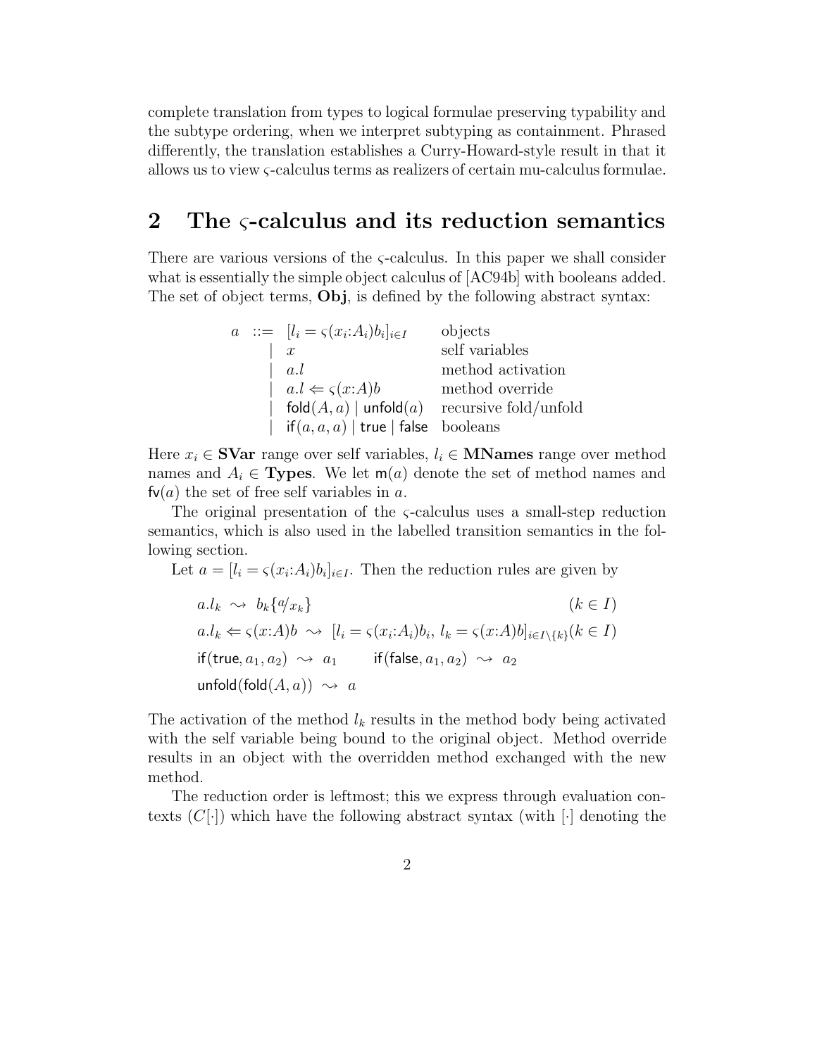complete translation from types to logical formulae preserving typability and the subtype ordering, when we interpret subtyping as containment. Phrased differently, the translation establishes a Curry-Howard-style result in that it allows us to view $\varsigma$-calculus terms as realizers of certain mu-calculus formulae.

## 2 The $\varsigma$-calculus and its reduction semantics

There are various versions of the $\varsigma$-calculus. In this paper we shall consider what is essentially the simple object calculus of [AC94b] with booleans added. The set of object terms, **Obj**, is defined by the following abstract syntax:

$$
\begin{array}{rcll}
a & ::= & [l_i = \varsigma(x_i{:}A_i)b_i]_{i \in I} & \text{objects} \\
& | & x & \text{self variables} \\
& | & a.l & \text{method activation} \\
& | & a.l \Leftarrow \varsigma(x{:}A)b & \text{method override} \\
& | & \mathsf{fold}(A, a) \mid \mathsf{unfold}(a) & \text{recursive fold/unfold} \\
& | & \mathsf{if}(a, a, a) \mid \mathsf{true} \mid \mathsf{false} & \text{booleans}
\end{array}
$$

Here $x_i \in \mathbf{SVar}$ range over self variables, $l_i \in \mathbf{MNames}$ range over method names and $A_i \in \mathbf{Types}$. We let $\mathsf{m}(a)$ denote the set of method names and $\mathsf{fv}(a)$ the set of free self variables in $a$.

The original presentation of the $\varsigma$-calculus uses a small-step reduction semantics, which is also used in the labelled transition semantics in the following section.

Let $a = [l_i = \varsigma(x_i{:}A_i)b_i]_{i \in I}$. Then the reduction rules are given by

$$
\begin{array}{ll}
a.l_k \rightsquigarrow b_k\{a/x_k\} & (k \in I) \\
a.l_k \Leftarrow \varsigma(x{:}A)b \rightsquigarrow [l_i = \varsigma(x_i{:}A_i)b_i,\, l_k = \varsigma(x{:}A)b]_{i \in I \setminus \{k\}} & (k \in I) \\
\mathsf{if}(\mathsf{true}, a_1, a_2) \rightsquigarrow a_1 \qquad \mathsf{if}(\mathsf{false}, a_1, a_2) \rightsquigarrow a_2 & \\
\mathsf{unfold}(\mathsf{fold}(A, a)) \rightsquigarrow a &
\end{array}
$$

The activation of the method $l_k$ results in the method body being activated with the self variable being bound to the original object. Method override results in an object with the overridden method exchanged with the new method.

The reduction order is leftmost; this we express through evaluation contexts ($C[\cdot]$) which have the following abstract syntax (with $[\cdot]$ denoting the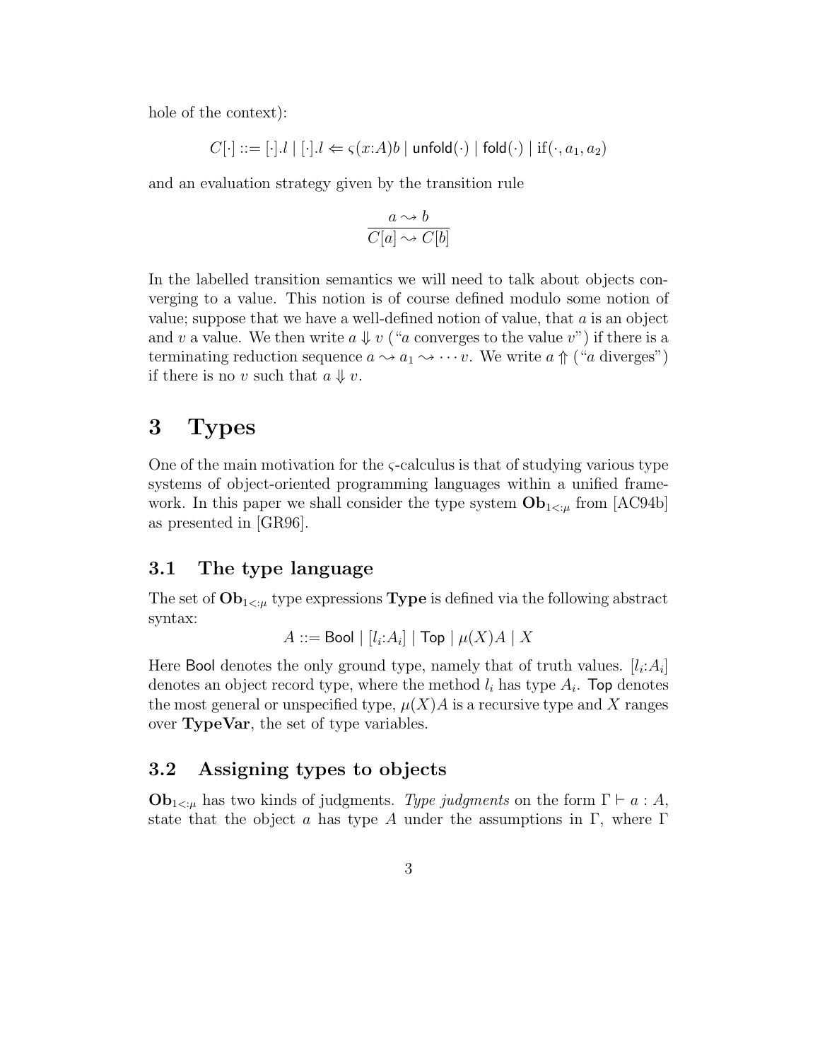hole of the context):

$$C[\cdot] ::= [\cdot].l \mid [\cdot].l \Leftarrow \varsigma(x{:}A)b \mid \mathsf{unfold}(\cdot) \mid \mathsf{fold}(\cdot) \mid \mathrm{if}(\cdot, a_1, a_2)$$

and an evaluation strategy given by the transition rule

$$\frac{a \rightsquigarrow b}{C[a] \rightsquigarrow C[b]}$$

In the labelled transition semantics we will need to talk about objects converging to a value. This notion is of course defined modulo some notion of value; suppose that we have a well-defined notion of value, that $a$ is an object and $v$ a value. We then write $a \Downarrow v$ ("$a$ converges to the value $v$") if there is a terminating reduction sequence $a \rightsquigarrow a_1 \rightsquigarrow \cdots v$. We write $a \Uparrow$ ("$a$ diverges") if there is no $v$ such that $a \Downarrow v$.

# 3 Types

One of the main motivation for the $\varsigma$-calculus is that of studying various type systems of object-oriented programming languages within a unified framework. In this paper we shall consider the type system $\mathbf{Ob}_{1<:\mu}$ from [AC94b] as presented in [GR96].

## 3.1 The type language

The set of $\mathbf{Ob}_{1<:\mu}$ type expressions **Type** is defined via the following abstract syntax:

$$A ::= \mathsf{Bool} \mid [l_i{:}A_i] \mid \mathsf{Top} \mid \mu(X)A \mid X$$

Here $\mathsf{Bool}$ denotes the only ground type, namely that of truth values. $[l_i{:}A_i]$ denotes an object record type, where the method $l_i$ has type $A_i$. $\mathsf{Top}$ denotes the most general or unspecified type, $\mu(X)A$ is a recursive type and $X$ ranges over **TypeVar**, the set of type variables.

## 3.2 Assigning types to objects

$\mathbf{Ob}_{1<:\mu}$ has two kinds of judgments. *Type judgments* on the form $\Gamma \vdash a : A$, state that the object $a$ has type $A$ under the assumptions in $\Gamma$, where $\Gamma$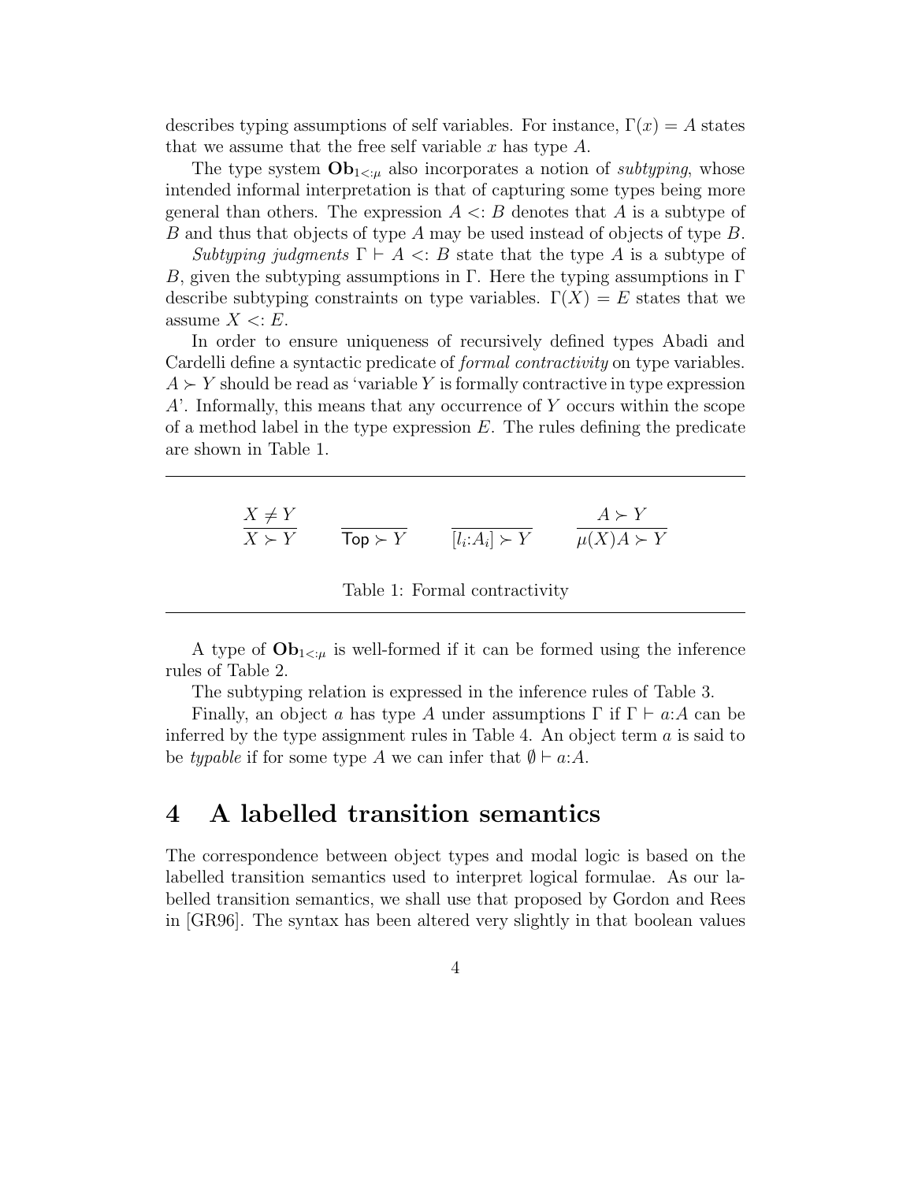describes typing assumptions of self variables. For instance, $\Gamma(x) = A$ states that we assume that the free self variable $x$ has type $A$.

The type system $\mathbf{Ob}_{1<:\mu}$ also incorporates a notion of *subtyping*, whose intended informal interpretation is that of capturing some types being more general than others. The expression $A <: B$ denotes that $A$ is a subtype of $B$ and thus that objects of type $A$ may be used instead of objects of type $B$.

*Subtyping judgments* $\Gamma \vdash A <: B$ state that the type $A$ is a subtype of $B$, given the subtyping assumptions in $\Gamma$. Here the typing assumptions in $\Gamma$ describe subtyping constraints on type variables. $\Gamma(X) = E$ states that we assume $X <: E$.

In order to ensure uniqueness of recursively defined types Abadi and Cardelli define a syntactic predicate of *formal contractivity* on type variables. $A \succ Y$ should be read as 'variable $Y$ is formally contractive in type expression $A$'. Informally, this means that any occurrence of $Y$ occurs within the scope of a method label in the type expression $E$. The rules defining the predicate are shown in Table 1.

$$\frac{X \neq Y}{X \succ Y} \qquad \frac{}{\mathsf{Top} \succ Y} \qquad \frac{}{[l_i{:}A_i] \succ Y} \qquad \frac{A \succ Y}{\mu(X)A \succ Y}$$

Table 1: Formal contractivity

A type of $\mathbf{Ob}_{1<:\mu}$ is well-formed if it can be formed using the inference rules of Table 2.

The subtyping relation is expressed in the inference rules of Table 3.

Finally, an object $a$ has type $A$ under assumptions $\Gamma$ if $\Gamma \vdash a{:}A$ can be inferred by the type assignment rules in Table 4. An object term $a$ is said to be *typable* if for some type $A$ we can infer that $\emptyset \vdash a{:}A$.

# 4 A labelled transition semantics

The correspondence between object types and modal logic is based on the labelled transition semantics used to interpret logical formulae. As our labelled transition semantics, we shall use that proposed by Gordon and Rees in [GR96]. The syntax has been altered very slightly in that boolean values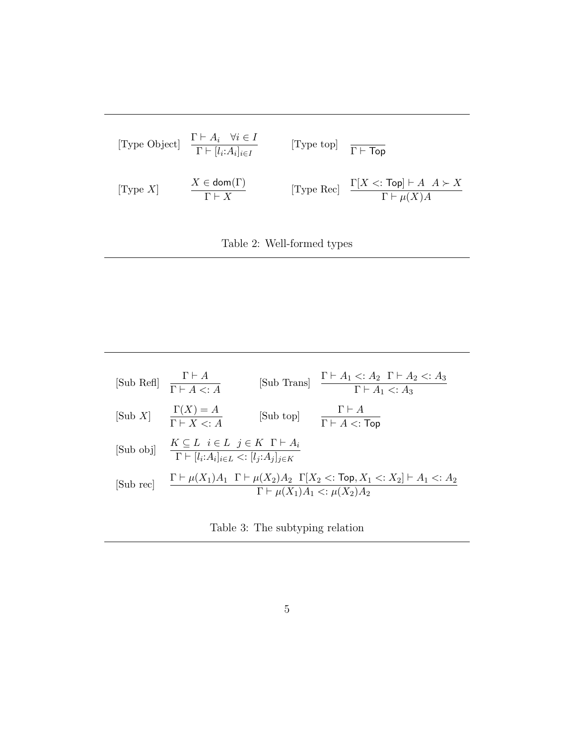$$\text{[Type Object]} \quad \frac{\Gamma \vdash A_i \quad \forall i \in I}{\Gamma \vdash [l_i{:}A_i]_{i \in I}} \qquad \text{[Type top]} \quad \frac{}{\Gamma \vdash \mathsf{Top}}$$

$$\text{[Type } X\text{]} \quad \frac{X \in \mathsf{dom}(\Gamma)}{\Gamma \vdash X} \qquad \text{[Type Rec]} \quad \frac{\Gamma[X <: \mathsf{Top}] \vdash A \quad A \succ X}{\Gamma \vdash \mu(X)A}$$

Table 2: Well-formed types

$$\text{[Sub Refl]} \quad \frac{\Gamma \vdash A}{\Gamma \vdash A <: A} \qquad \text{[Sub Trans]} \quad \frac{\Gamma \vdash A_1 <: A_2 \quad \Gamma \vdash A_2 <: A_3}{\Gamma \vdash A_1 <: A_3}$$

$$\text{[Sub } X\text{]} \quad \frac{\Gamma(X) = A}{\Gamma \vdash X <: A} \qquad \text{[Sub top]} \quad \frac{\Gamma \vdash A}{\Gamma \vdash A <: \mathsf{Top}}$$

$$\text{[Sub obj]} \quad \frac{K \subseteq L \quad i \in L \quad j \in K \quad \Gamma \vdash A_i}{\Gamma \vdash [l_i{:}A_i]_{i \in L} <: [l_j{:}A_j]_{j \in K}}$$

$$\text{[Sub rec]} \quad \frac{\Gamma \vdash \mu(X_1)A_1 \quad \Gamma \vdash \mu(X_2)A_2 \quad \Gamma[X_2 <: \mathsf{Top}, X_1 <: X_2] \vdash A_1 <: A_2}{\Gamma \vdash \mu(X_1)A_1 <: \mu(X_2)A_2}$$

Table 3: The subtyping relation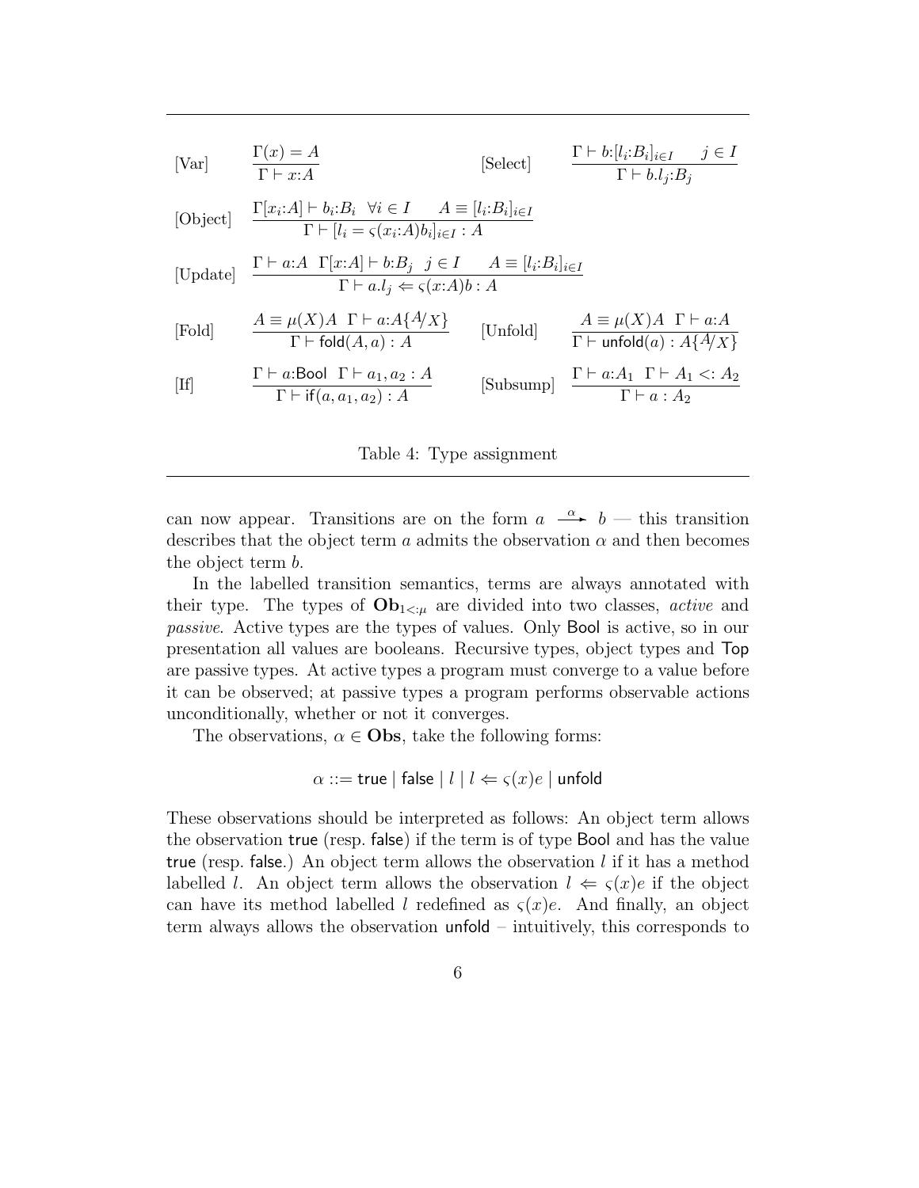$$\text{[Var]} \quad \frac{\Gamma(x) = A}{\Gamma \vdash x{:}A} \qquad\qquad \text{[Select]} \quad \frac{\Gamma \vdash b{:}[l_i{:}B_i]_{i \in I} \quad j \in I}{\Gamma \vdash b.l_j{:}B_j}$$

$$\text{[Object]} \quad \frac{\Gamma[x_i{:}A] \vdash b_i{:}B_i \quad \forall i \in I \qquad A \equiv [l_i{:}B_i]_{i \in I}}{\Gamma \vdash [l_i = \varsigma(x_i{:}A)b_i]_{i \in I} : A}$$

$$\text{[Update]} \quad \frac{\Gamma \vdash a{:}A \quad \Gamma[x{:}A] \vdash b{:}B_j \quad j \in I \qquad A \equiv [l_i{:}B_i]_{i \in I}}{\Gamma \vdash a.l_j \Leftarrow \varsigma(x{:}A)b : A}$$

$$\text{[Fold]} \quad \frac{A \equiv \mu(X)A \quad \Gamma \vdash a{:}A\{A/X\}}{\Gamma \vdash \mathsf{fold}(A, a) : A} \qquad \text{[Unfold]} \quad \frac{A \equiv \mu(X)A \quad \Gamma \vdash a{:}A}{\Gamma \vdash \mathsf{unfold}(a) : A\{A/X\}}$$

$$\text{[If]} \quad \frac{\Gamma \vdash a{:}\mathsf{Bool} \quad \Gamma \vdash a_1, a_2 : A}{\Gamma \vdash \mathsf{if}(a, a_1, a_2) : A} \qquad \text{[Subsump]} \quad \frac{\Gamma \vdash a{:}A_1 \quad \Gamma \vdash A_1 <: A_2}{\Gamma \vdash a : A_2}$$

Table 4: Type assignment

can now appear. Transitions are on the form $a \xrightarrow{\alpha} b$ — this transition describes that the object term $a$ admits the observation $\alpha$ and then becomes the object term $b$.

In the labelled transition semantics, terms are always annotated with their type. The types of $\mathbf{Ob}_{1<:\mu}$ are divided into two classes, *active* and *passive*. Active types are the types of values. Only Bool is active, so in our presentation all values are booleans. Recursive types, object types and Top are passive types. At active types a program must converge to a value before it can be observed; at passive types a program performs observable actions unconditionally, whether or not it converges.

The observations, $\alpha \in \mathbf{Obs}$, take the following forms:

$$\alpha ::= \mathsf{true} \mid \mathsf{false} \mid l \mid l \Leftarrow \varsigma(x)e \mid \mathsf{unfold}$$

These observations should be interpreted as follows: An object term allows the observation true (resp. false) if the term is of type Bool and has the value true (resp. false.) An object term allows the observation $l$ if it has a method labelled $l$. An object term allows the observation $l \Leftarrow \varsigma(x)e$ if the object can have its method labelled $l$ redefined as $\varsigma(x)e$. And finally, an object term always allows the observation unfold – intuitively, this corresponds to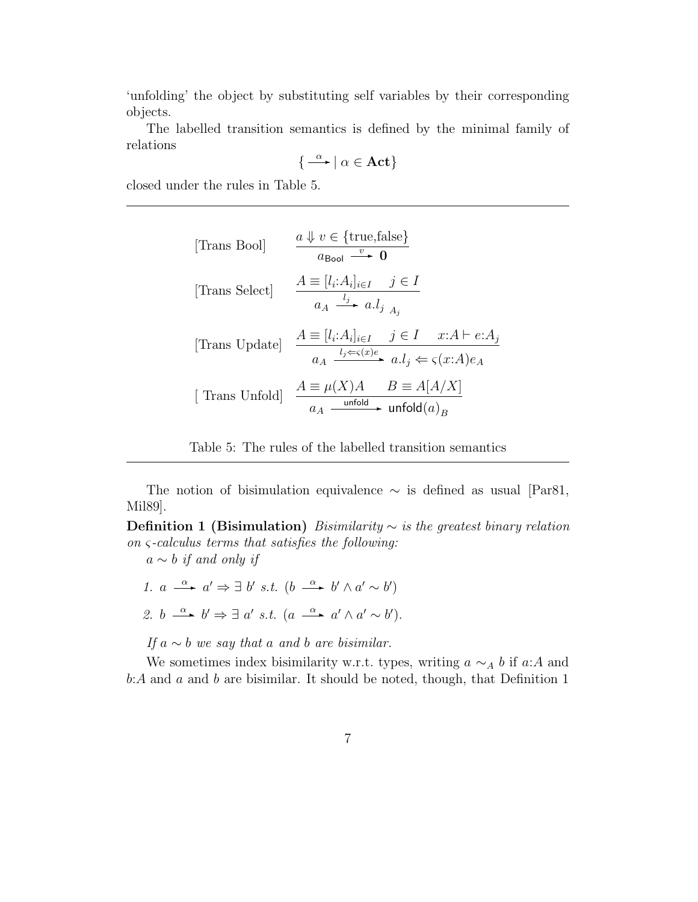'unfolding' the object by substituting self variables by their corresponding objects.

The labelled transition semantics is defined by the minimal family of relations

$$\{ \xrightarrow{\alpha} \mid \alpha \in \mathbf{Act}\}$$

closed under the rules in Table 5.

---

$$[\text{Trans Bool}] \quad \frac{a \Downarrow v \in \{\text{true,false}\}}{a_{\mathsf{Bool}} \xrightarrow{v} \mathbf{0}}$$

$$[\text{Trans Select}] \quad \frac{A \equiv [l_i{:}A_i]_{i\in I} \quad j \in I}{a_A \xrightarrow{l_j} a.l_j\,_{A_j}}$$

$$[\text{Trans Update}] \quad \frac{A \equiv [l_i{:}A_i]_{i\in I} \quad j \in I \quad x{:}A \vdash e{:}A_j}{a_A \xrightarrow{l_j \Leftarrow \varsigma(x)e} a.l_j \Leftarrow \varsigma(x{:}A)e_A}$$

$$[\text{ Trans Unfold}] \quad \frac{A \equiv \mu(X)A \quad B \equiv A[A/X]}{a_A \xrightarrow{\mathsf{unfold}} \mathsf{unfold}(a)_B}$$

Table 5: The rules of the labelled transition semantics

---

The notion of bisimulation equivalence $\sim$ is defined as usual [Par81, Mil89].

**Definition 1 (Bisimulation)** *Bisimilarity $\sim$ is the greatest binary relation on $\varsigma$-calculus terms that satisfies the following:*

*$a \sim b$ if and only if*

1. $a \xrightarrow{\alpha} a' \Rightarrow \exists\, b'$ *s.t.* $(b \xrightarrow{\alpha} b' \wedge a' \sim b')$
2. $b \xrightarrow{\alpha} b' \Rightarrow \exists\, a'$ *s.t.* $(a \xrightarrow{\alpha} a' \wedge a' \sim b')$.

*If $a \sim b$ we say that $a$ and $b$ are bisimilar.*

We sometimes index bisimilarity w.r.t. types, writing $a \sim_A b$ if $a{:}A$ and $b{:}A$ and $a$ and $b$ are bisimilar. It should be noted, though, that Definition 1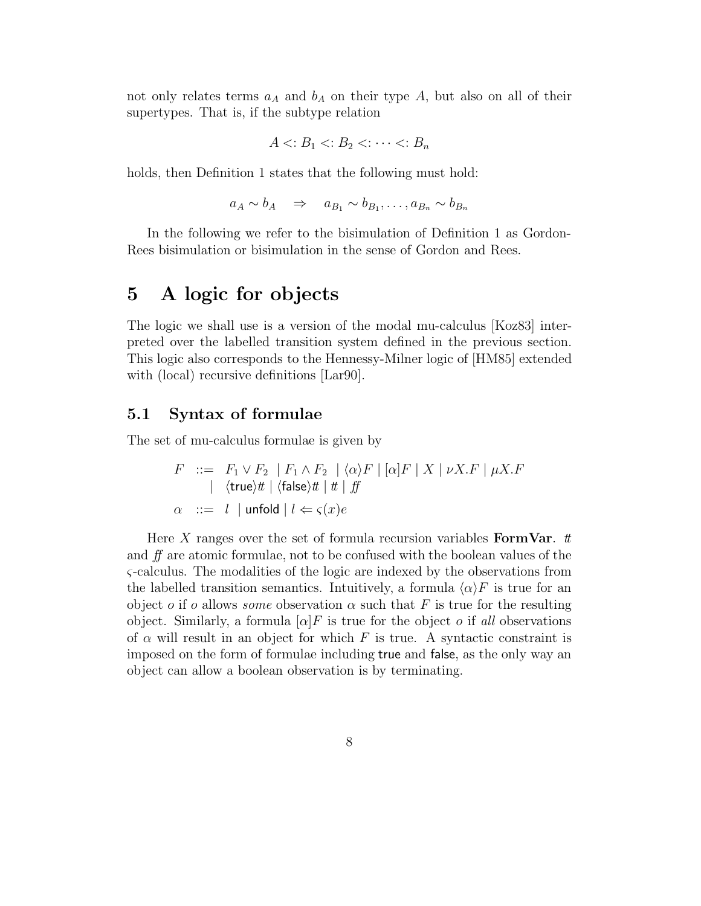not only relates terms $a_A$ and $b_A$ on their type $A$, but also on all of their supertypes. That is, if the subtype relation

$$A <: B_1 <: B_2 <: \cdots <: B_n$$

holds, then Definition 1 states that the following must hold:

$$a_A \sim b_A \quad \Rightarrow \quad a_{B_1} \sim b_{B_1}, \ldots, a_{B_n} \sim b_{B_n}$$

In the following we refer to the bisimulation of Definition 1 as Gordon-Rees bisimulation or bisimulation in the sense of Gordon and Rees.

# 5 A logic for objects

The logic we shall use is a version of the modal mu-calculus [Koz83] interpreted over the labelled transition system defined in the previous section. This logic also corresponds to the Hennessy-Milner logic of [HM85] extended with (local) recursive definitions [Lar90].

## 5.1 Syntax of formulae

The set of mu-calculus formulae is given by

$$\begin{array}{rcl} F & ::= & F_1 \vee F_2 \;\mid F_1 \wedge F_2 \;\mid \langle \alpha \rangle F \mid [\alpha] F \mid X \mid \nu X.F \mid \mu X.F \\ & \mid & \langle \mathsf{true} \rangle tt \mid \langle \mathsf{false} \rangle tt \mid tt \mid ff \\ \alpha & ::= & l \;\mid \mathsf{unfold} \mid l \Leftarrow \varsigma(x)e \end{array}$$

Here $X$ ranges over the set of formula recursion variables **FormVar**. $tt$ and $ff$ are atomic formulae, not to be confused with the boolean values of the $\varsigma$-calculus. The modalities of the logic are indexed by the observations from the labelled transition semantics. Intuitively, a formula $\langle \alpha \rangle F$ is true for an object $o$ if $o$ allows *some* observation $\alpha$ such that $F$ is true for the resulting object. Similarly, a formula $[\alpha]F$ is true for the object $o$ if *all* observations of $\alpha$ will result in an object for which $F$ is true. A syntactic constraint is imposed on the form of formulae including true and false, as the only way an object can allow a boolean observation is by terminating.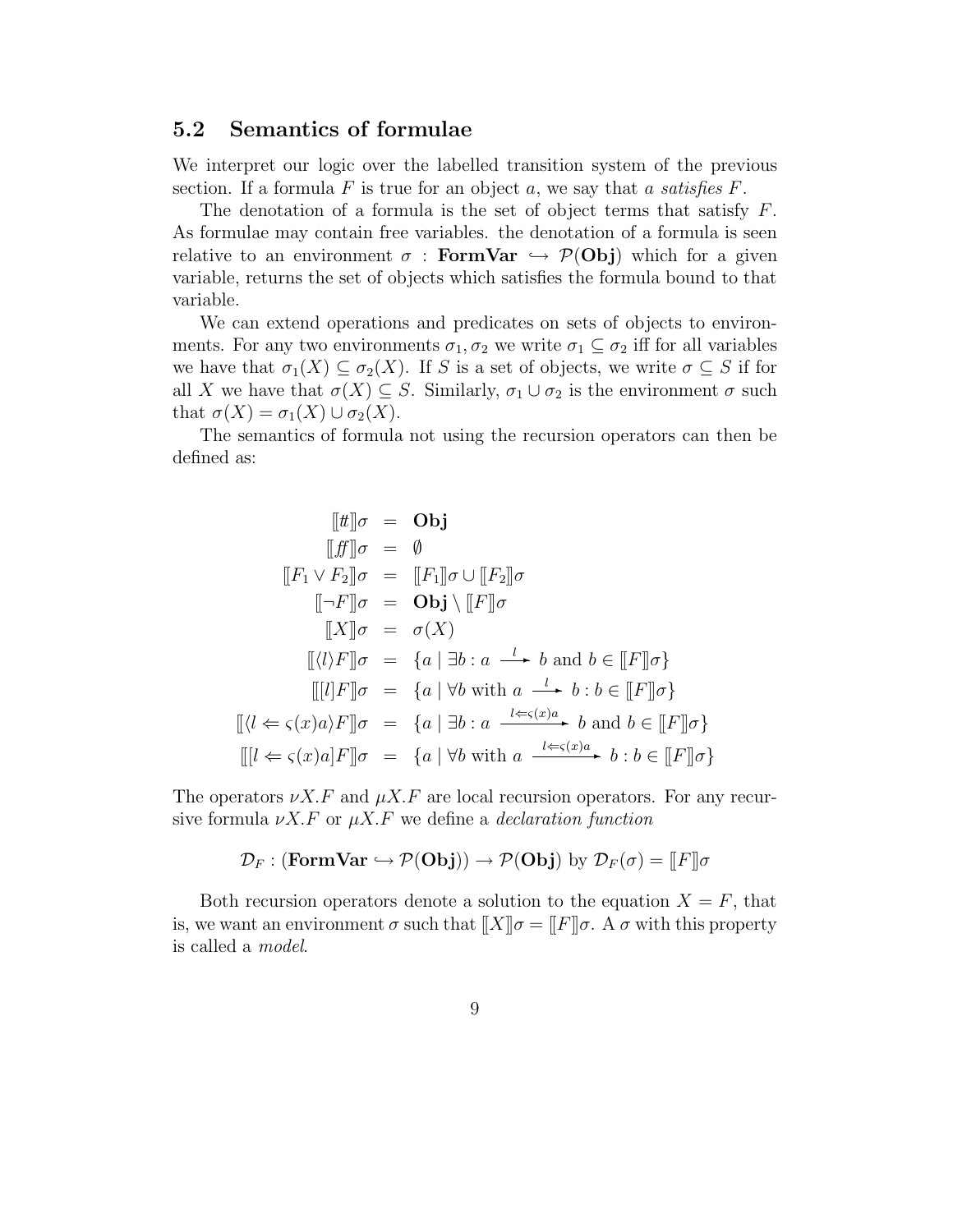## 5.2 Semantics of formulae

We interpret our logic over the labelled transition system of the previous section. If a formula $F$ is true for an object $a$, we say that *a satisfies* $F$.

The denotation of a formula is the set of object terms that satisfy $F$. As formulae may contain free variables. the denotation of a formula is seen relative to an environment $\sigma : \mathbf{FormVar} \hookrightarrow \mathcal{P}(\mathbf{Obj})$ which for a given variable, returns the set of objects which satisfies the formula bound to that variable.

We can extend operations and predicates on sets of objects to environments. For any two environments $\sigma_1, \sigma_2$ we write $\sigma_1 \subseteq \sigma_2$ iff for all variables we have that $\sigma_1(X) \subseteq \sigma_2(X)$. If $S$ is a set of objects, we write $\sigma \subseteq S$ if for all $X$ we have that $\sigma(X) \subseteq S$. Similarly, $\sigma_1 \cup \sigma_2$ is the environment $\sigma$ such that $\sigma(X) = \sigma_1(X) \cup \sigma_2(X)$.

The semantics of formula not using the recursion operators can then be defined as:

$$
\begin{aligned}
[\![tt]\!]\sigma &= \mathbf{Obj} \\
[\![ff]\!]\sigma &= \emptyset \\
[\![F_1 \vee F_2]\!]\sigma &= [\![F_1]\!]\sigma \cup [\![F_2]\!]\sigma \\
[\![\neg F]\!]\sigma &= \mathbf{Obj} \setminus [\![F]\!]\sigma \\
[\![X]\!]\sigma &= \sigma(X) \\
[\![\langle l \rangle F]\!]\sigma &= \{a \mid \exists b : a \xrightarrow{\;l\;} b \text{ and } b \in [\![F]\!]\sigma\} \\
[\![[l]F]\!]\sigma &= \{a \mid \forall b \text{ with } a \xrightarrow{\;l\;} b : b \in [\![F]\!]\sigma\} \\
[\![\langle l \Leftarrow \varsigma(x)a \rangle F]\!]\sigma &= \{a \mid \exists b : a \xrightarrow{\;l \Leftarrow \varsigma(x)a\;} b \text{ and } b \in [\![F]\!]\sigma\} \\
[\![[l \Leftarrow \varsigma(x)a]F]\!]\sigma &= \{a \mid \forall b \text{ with } a \xrightarrow{\;l \Leftarrow \varsigma(x)a\;} b : b \in [\![F]\!]\sigma\}
\end{aligned}
$$

The operators $\nu X.F$ and $\mu X.F$ are local recursion operators. For any recursive formula $\nu X.F$ or $\mu X.F$ we define a *declaration function*

$$
\mathcal{D}_F : (\mathbf{FormVar} \hookrightarrow \mathcal{P}(\mathbf{Obj})) \rightarrow \mathcal{P}(\mathbf{Obj}) \text{ by } \mathcal{D}_F(\sigma) = [\![F]\!]\sigma
$$

Both recursion operators denote a solution to the equation $X = F$, that is, we want an environment $\sigma$ such that $[\![X]\!]\sigma = [\![F]\!]\sigma$. A $\sigma$ with this property is called a *model*.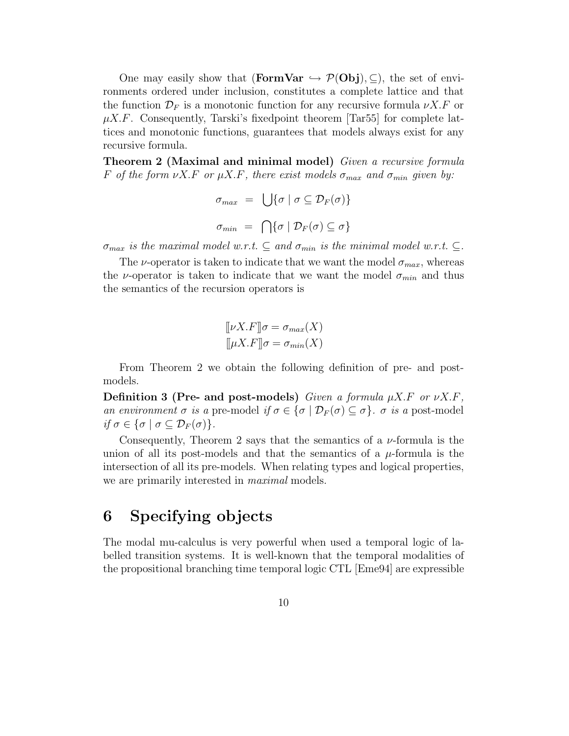One may easily show that $(\mathbf{FormVar} \hookrightarrow \mathcal{P}(\mathbf{Obj}), \subseteq)$, the set of environments ordered under inclusion, constitutes a complete lattice and that the function $\mathcal{D}_F$ is a monotonic function for any recursive formula $\nu X.F$ or $\mu X.F$. Consequently, Tarski's fixedpoint theorem [Tar55] for complete lattices and monotonic functions, guarantees that models always exist for any recursive formula.

**Theorem 2 (Maximal and minimal model)** *Given a recursive formula $F$ of the form $\nu X.F$ or $\mu X.F$, there exist models $\sigma_{max}$ and $\sigma_{min}$ given by:*

$$\sigma_{max} \;=\; \bigcup\{\sigma \mid \sigma \subseteq \mathcal{D}_F(\sigma)\}$$

$$\sigma_{min} \;=\; \bigcap\{\sigma \mid \mathcal{D}_F(\sigma) \subseteq \sigma\}$$

*$\sigma_{max}$ is the maximal model w.r.t. $\subseteq$ and $\sigma_{min}$ is the minimal model w.r.t. $\subseteq$.*

The $\nu$-operator is taken to indicate that we want the model $\sigma_{max}$, whereas the $\nu$-operator is taken to indicate that we want the model $\sigma_{min}$ and thus the semantics of the recursion operators is

$$[\![\nu X.F]\!]\sigma = \sigma_{max}(X)$$
$$[\![\mu X.F]\!]\sigma = \sigma_{min}(X)$$

From Theorem 2 we obtain the following definition of pre- and post-models.

**Definition 3 (Pre- and post-models)** *Given a formula $\mu X.F$ or $\nu X.F$, an environment $\sigma$ is a* pre-model *if $\sigma \in \{\sigma \mid \mathcal{D}_F(\sigma) \subseteq \sigma\}$. $\sigma$ is a* post-model *if $\sigma \in \{\sigma \mid \sigma \subseteq \mathcal{D}_F(\sigma)\}$.*

Consequently, Theorem 2 says that the semantics of a $\nu$-formula is the union of all its post-models and that the semantics of a $\mu$-formula is the intersection of all its pre-models. When relating types and logical properties, we are primarily interested in *maximal* models.

# 6 Specifying objects

The modal mu-calculus is very powerful when used a temporal logic of labelled transition systems. It is well-known that the temporal modalities of the propositional branching time temporal logic CTL [Eme94] are expressible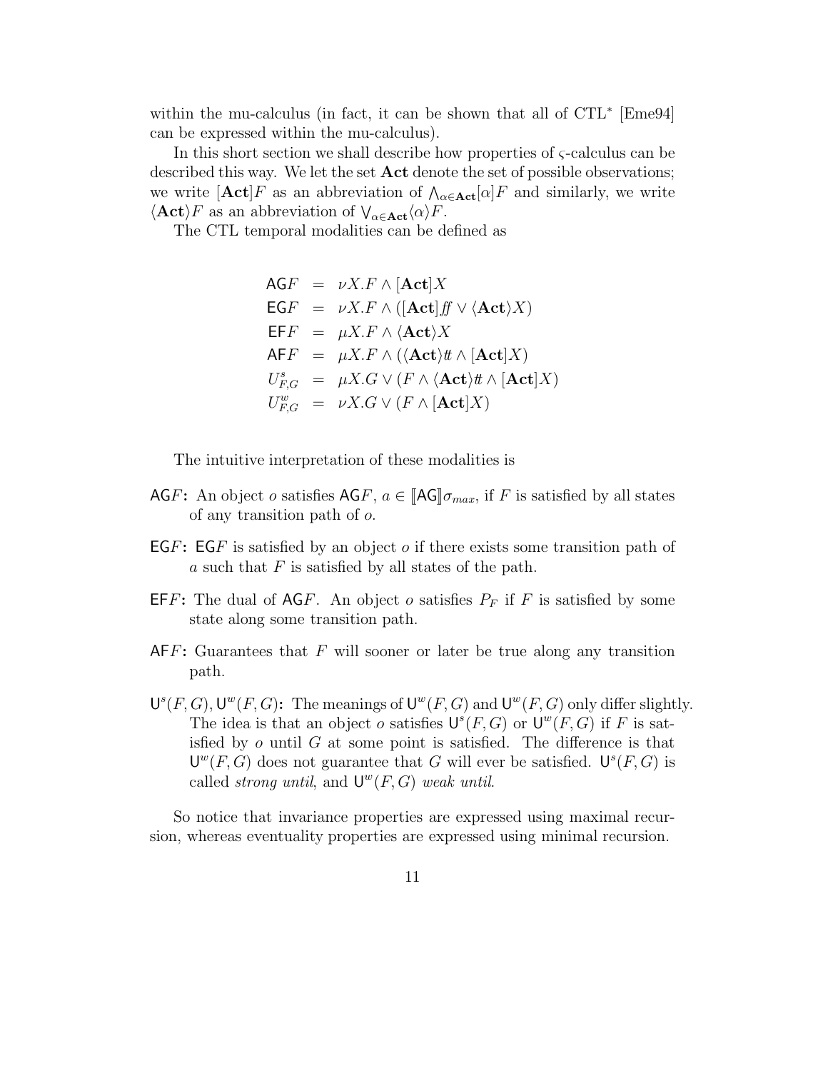within the mu-calculus (in fact, it can be shown that all of CTL* [Eme94] can be expressed within the mu-calculus).

In this short section we shall describe how properties of $\varsigma$-calculus can be described this way. We let the set **Act** denote the set of possible observations; we write $[\mathbf{Act}]F$ as an abbreviation of $\bigwedge_{\alpha \in \mathbf{Act}} [\alpha] F$ and similarly, we write $\langle \mathbf{Act} \rangle F$ as an abbreviation of $\bigvee_{\alpha \in \mathbf{Act}} \langle \alpha \rangle F$.

The CTL temporal modalities can be defined as

$$
\begin{array}{rcl}
\mathsf{AG}F & = & \nu X.F \wedge [\mathbf{Act}]X \\
\mathsf{EG}F & = & \nu X.F \wedge ([\mathbf{Act}]\mathit{ff} \vee \langle \mathbf{Act} \rangle X) \\
\mathsf{EF}F & = & \mu X.F \wedge \langle \mathbf{Act} \rangle X \\
\mathsf{AF}F & = & \mu X.F \wedge (\langle \mathbf{Act} \rangle \mathit{tt} \wedge [\mathbf{Act}]X) \\
U^s_{F,G} & = & \mu X.G \vee (F \wedge \langle \mathbf{Act} \rangle \mathit{tt} \wedge [\mathbf{Act}]X) \\
U^w_{F,G} & = & \nu X.G \vee (F \wedge [\mathbf{Act}]X)
\end{array}
$$

The intuitive interpretation of these modalities is

**$\mathsf{AG}F$:** An object $o$ satisfies $\mathsf{AG}F$, $a \in [\![\mathsf{AG}]\!]\sigma_{max}$, if $F$ is satisfied by all states of any transition path of $o$.

**$\mathsf{EG}F$:** $\mathsf{EG}F$ is satisfied by an object $o$ if there exists some transition path of $a$ such that $F$ is satisfied by all states of the path.

**$\mathsf{EF}F$:** The dual of $\mathsf{AG}F$. An object $o$ satisfies $P_F$ if $F$ is satisfied by some state along some transition path.

**$\mathsf{AF}F$:** Guarantees that $F$ will sooner or later be true along any transition path.

**$\mathsf{U}^s(F,G), \mathsf{U}^w(F,G)$:** The meanings of $\mathsf{U}^w(F,G)$ and $\mathsf{U}^w(F,G)$ only differ slightly. The idea is that an object $o$ satisfies $\mathsf{U}^s(F,G)$ or $\mathsf{U}^w(F,G)$ if $F$ is satisfied by $o$ until $G$ at some point is satisfied. The difference is that $\mathsf{U}^w(F,G)$ does not guarantee that $G$ will ever be satisfied. $\mathsf{U}^s(F,G)$ is called *strong until*, and $\mathsf{U}^w(F,G)$ *weak until*.

So notice that invariance properties are expressed using maximal recursion, whereas eventuality properties are expressed using minimal recursion.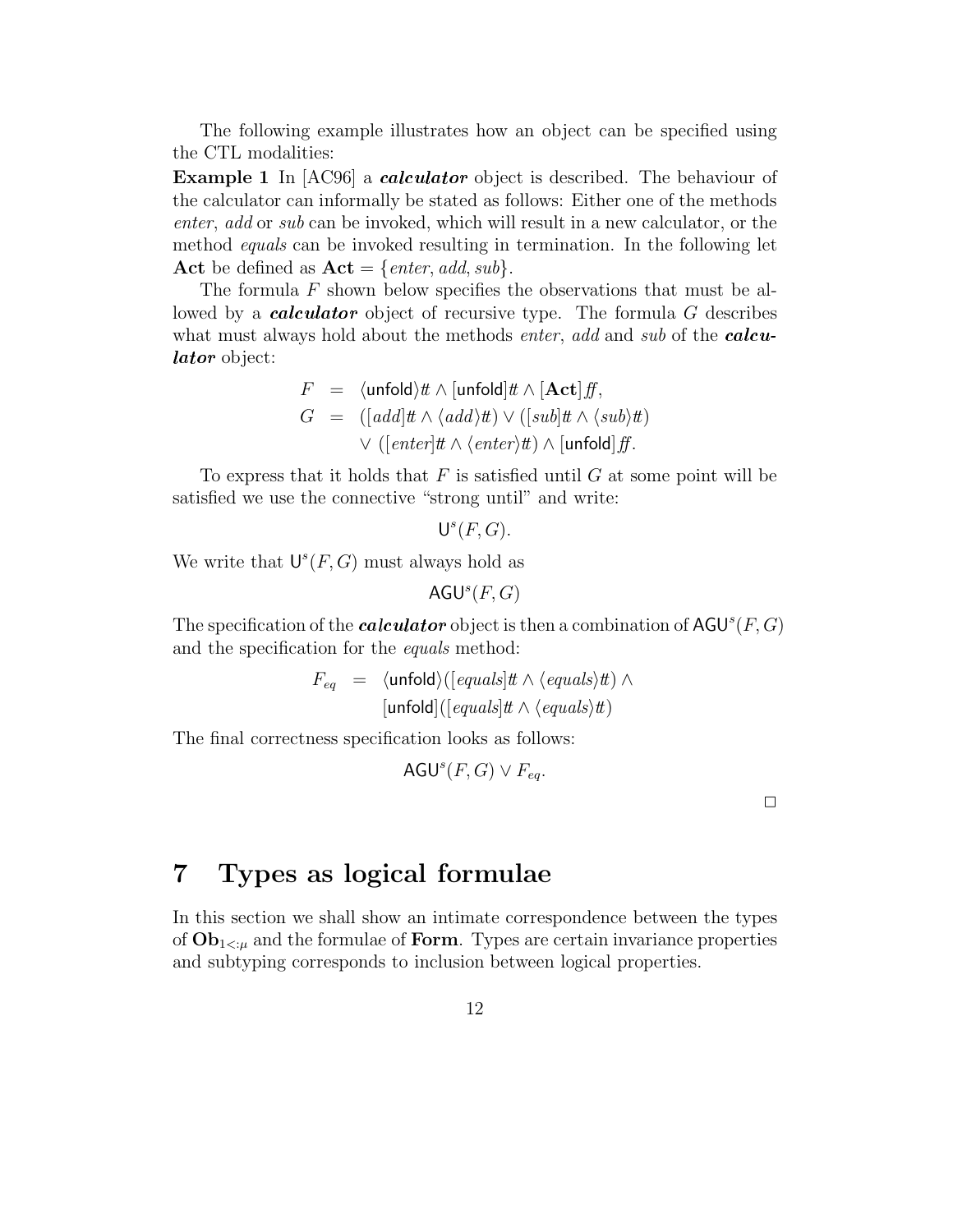The following example illustrates how an object can be specified using the CTL modalities:

**Example 1** In [AC96] a ***calculator*** object is described. The behaviour of the calculator can informally be stated as follows: Either one of the methods *enter*, *add* or *sub* can be invoked, which will result in a new calculator, or the method *equals* can be invoked resulting in termination. In the following let $\mathbf{Act}$ be defined as $\mathbf{Act} = \{enter, add, sub\}$.

The formula $F$ shown below specifies the observations that must be allowed by a ***calculator*** object of recursive type. The formula $G$ describes what must always hold about the methods *enter*, *add* and *sub* of the ***calculator*** object:

$$
\begin{aligned}
F &= \langle \mathsf{unfold} \rangle tt \wedge [\mathsf{unfold}] tt \wedge [\mathbf{Act}] ff, \\
G &= ([add] tt \wedge \langle add \rangle tt) \vee ([sub] tt \wedge \langle sub \rangle tt) \\
&\quad \vee ([enter] tt \wedge \langle enter \rangle tt) \wedge [\mathsf{unfold}] ff.
\end{aligned}
$$

To express that it holds that $F$ is satisfied until $G$ at some point will be satisfied we use the connective "strong until" and write:

$$\mathsf{U}^s(F, G).$$

We write that $\mathsf{U}^s(F, G)$ must always hold as

$$\mathsf{AGU}^s(F, G)$$

The specification of the ***calculator*** object is then a combination of $\mathsf{AGU}^s(F, G)$ and the specification for the *equals* method:

$$
\begin{aligned}
F_{eq} &= \langle \mathsf{unfold} \rangle ([equals] tt \wedge \langle equals \rangle tt) \wedge \\
&\quad [\mathsf{unfold}]([equals] tt \wedge \langle equals \rangle tt)
\end{aligned}
$$

The final correctness specification looks as follows:

$$\mathsf{AGU}^s(F, G) \vee F_{eq}.$$

□

# 7 Types as logical formulae

In this section we shall show an intimate correspondence between the types of $\mathbf{Ob}_{1<:\mu}$ and the formulae of $\mathbf{Form}$. Types are certain invariance properties and subtyping corresponds to inclusion between logical properties.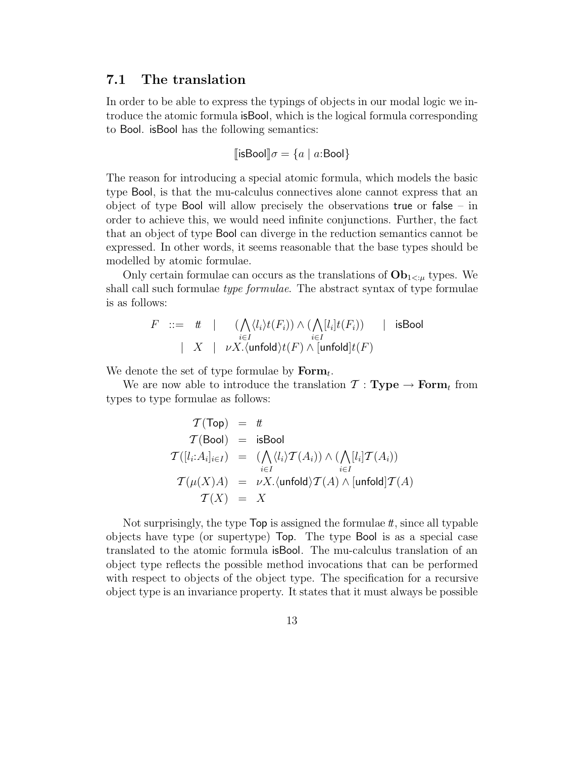## 7.1 The translation

In order to be able to express the typings of objects in our modal logic we introduce the atomic formula isBool, which is the logical formula corresponding to Bool. isBool has the following semantics:

$$[\![\mathsf{isBool}]\!]\sigma = \{a \mid a{:}\mathsf{Bool}\}$$

The reason for introducing a special atomic formula, which models the basic type Bool, is that the mu-calculus connectives alone cannot express that an object of type Bool will allow precisely the observations true or false – in order to achieve this, we would need infinite conjunctions. Further, the fact that an object of type Bool can diverge in the reduction semantics cannot be expressed. In other words, it seems reasonable that the base types should be modelled by atomic formulae.

Only certain formulae can occurs as the translations of $\mathbf{Ob}_{1<:\mu}$ types. We shall call such formulae *type formulae*. The abstract syntax of type formulae is as follows:

$$\begin{array}{rcl} F & ::= & tt \quad | \quad (\bigwedge_{i\in I}\langle l_i\rangle t(F_i)) \wedge (\bigwedge_{i\in I}[l_i]t(F_i)) \quad | \quad \mathsf{isBool} \\ & | & X \quad | \quad \nu X.\langle\mathsf{unfold}\rangle t(F) \wedge [\mathsf{unfold}]t(F) \end{array}$$

We denote the set of type formulae by $\mathbf{Form}_t$.

We are now able to introduce the translation $\mathcal{T} : \mathbf{Type} \rightarrow \mathbf{Form}_t$ from types to type formulae as follows:

$$\begin{array}{rcl} \mathcal{T}(\mathsf{Top}) & = & tt \\ \mathcal{T}(\mathsf{Bool}) & = & \mathsf{isBool} \\ \mathcal{T}([l_i{:}A_i]_{i\in I}) & = & (\bigwedge_{i\in I}\langle l_i\rangle \mathcal{T}(A_i)) \wedge (\bigwedge_{i\in I}[l_i]\mathcal{T}(A_i)) \\ \mathcal{T}(\mu(X)A) & = & \nu X.\langle\mathsf{unfold}\rangle\mathcal{T}(A) \wedge [\mathsf{unfold}]\mathcal{T}(A) \\ \mathcal{T}(X) & = & X \end{array}$$

Not surprisingly, the type Top is assigned the formulae $tt$, since all typable objects have type (or supertype) Top. The type Bool is as a special case translated to the atomic formula isBool. The mu-calculus translation of an object type reflects the possible method invocations that can be performed with respect to objects of the object type. The specification for a recursive object type is an invariance property. It states that it must always be possible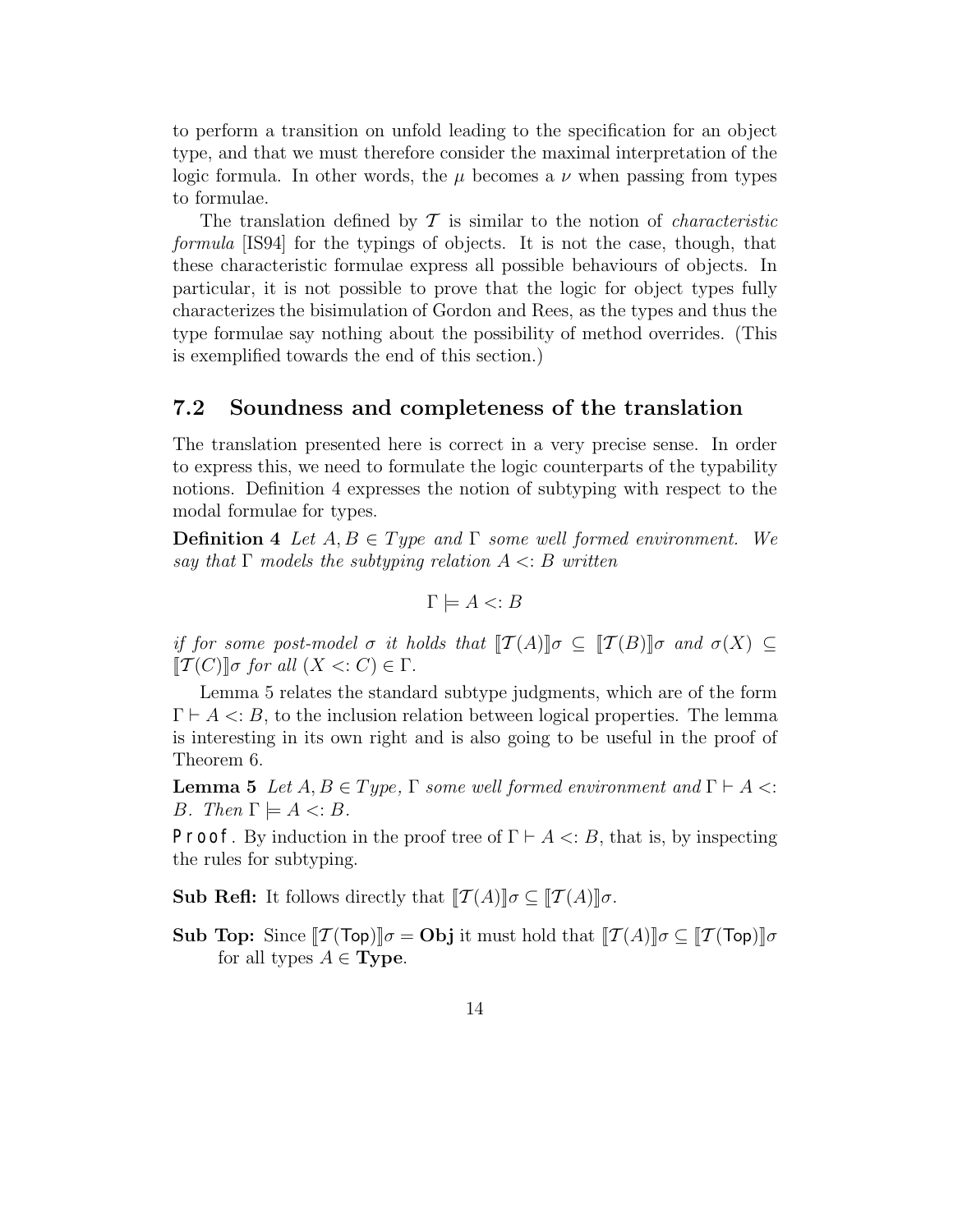to perform a transition on unfold leading to the specification for an object type, and that we must therefore consider the maximal interpretation of the logic formula. In other words, the $\mu$ becomes a $\nu$ when passing from types to formulae.

The translation defined by $\mathcal{T}$ is similar to the notion of *characteristic formula* [IS94] for the typings of objects. It is not the case, though, that these characteristic formulae express all possible behaviours of objects. In particular, it is not possible to prove that the logic for object types fully characterizes the bisimulation of Gordon and Rees, as the types and thus the type formulae say nothing about the possibility of method overrides. (This is exemplified towards the end of this section.)

## 7.2 Soundness and completeness of the translation

The translation presented here is correct in a very precise sense. In order to express this, we need to formulate the logic counterparts of the typability notions. Definition 4 expresses the notion of subtyping with respect to the modal formulae for types.

**Definition 4** *Let $A, B \in Type$ and $\Gamma$ some well formed environment. We say that $\Gamma$ models the subtyping relation $A <: B$ written*

$$\Gamma \models A <: B$$

*if for some post-model $\sigma$ it holds that $[\![\mathcal{T}(A)]\!]\sigma \subseteq [\![\mathcal{T}(B)]\!]\sigma$ and $\sigma(X) \subseteq [\![\mathcal{T}(C)]\!]\sigma$ for all $(X <: C) \in \Gamma$.*

Lemma 5 relates the standard subtype judgments, which are of the form $\Gamma \vdash A <: B$, to the inclusion relation between logical properties. The lemma is interesting in its own right and is also going to be useful in the proof of Theorem 6.

**Lemma 5** *Let $A, B \in Type$, $\Gamma$ some well formed environment and $\Gamma \vdash A <: B$. Then $\Gamma \models A <: B$.*

Proof. By induction in the proof tree of $\Gamma \vdash A <: B$, that is, by inspecting the rules for subtyping.

**Sub Refl:** It follows directly that $[\![\mathcal{T}(A)]\!]\sigma \subseteq [\![\mathcal{T}(A)]\!]\sigma$.

**Sub Top:** Since $[\![\mathcal{T}(\mathsf{Top})]\!]\sigma = \mathbf{Obj}$ it must hold that $[\![\mathcal{T}(A)]\!]\sigma \subseteq [\![\mathcal{T}(\mathsf{Top})]\!]\sigma$ for all types $A \in \mathbf{Type}$.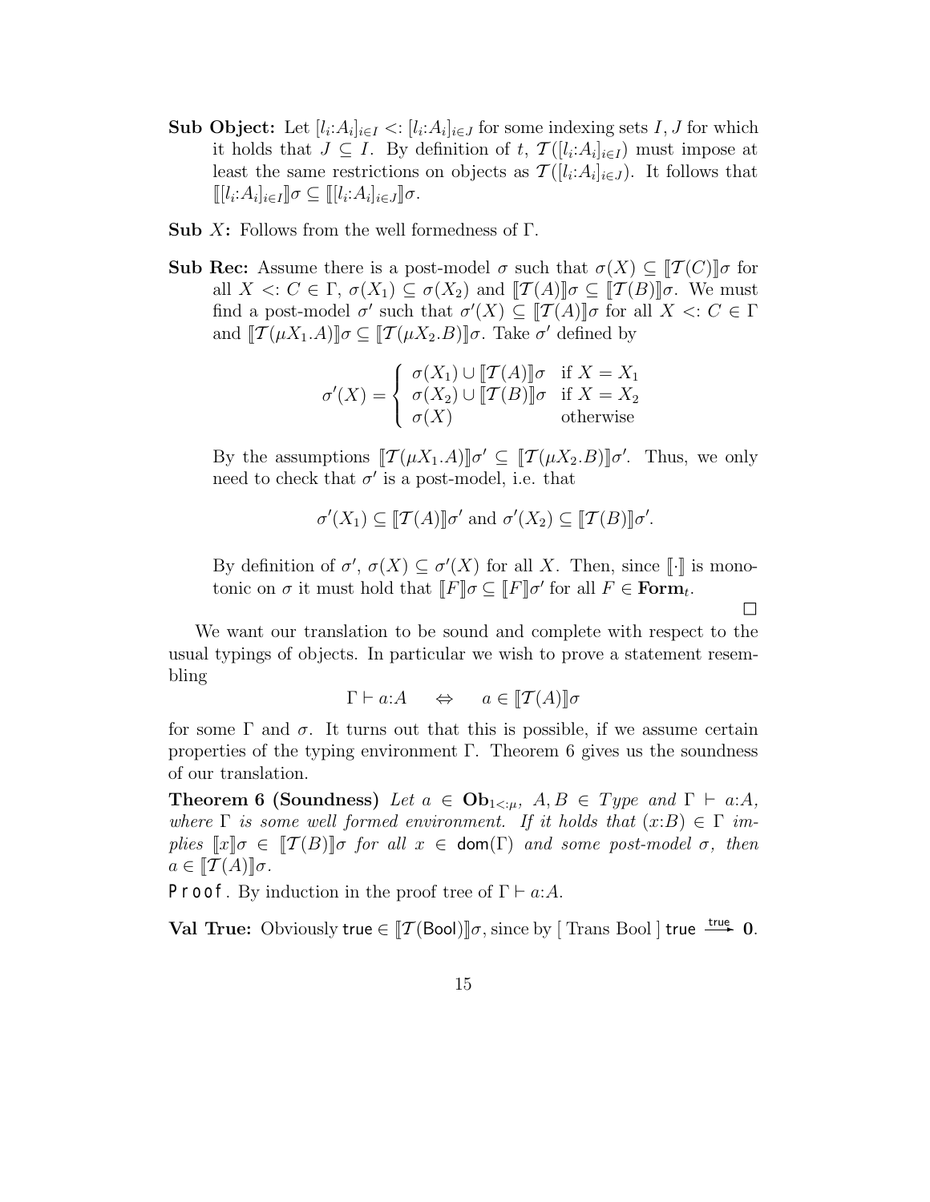**Sub Object:** Let $[l_i{:}A_i]_{i\in I} <: [l_i{:}A_i]_{i\in J}$ for some indexing sets $I, J$ for which it holds that $J \subseteq I$. By definition of $t$, $\mathcal{T}([l_i{:}A_i]_{i\in I})$ must impose at least the same restrictions on objects as $\mathcal{T}([l_i{:}A_i]_{i\in J})$. It follows that $[\![ [l_i{:}A_i]_{i\in I} ]\!]\sigma \subseteq [\![ [l_i{:}A_i]_{i\in J} ]\!]\sigma$.

**Sub $X$:** Follows from the well formedness of $\Gamma$.

**Sub Rec:** Assume there is a post-model $\sigma$ such that $\sigma(X) \subseteq [\![\mathcal{T}(C)]\!]\sigma$ for all $X <: C \in \Gamma$, $\sigma(X_1) \subseteq \sigma(X_2)$ and $[\![\mathcal{T}(A)]\!]\sigma \subseteq [\![\mathcal{T}(B)]\!]\sigma$. We must find a post-model $\sigma'$ such that $\sigma'(X) \subseteq [\![\mathcal{T}(A)]\!]\sigma$ for all $X <: C \in \Gamma$ and $[\![\mathcal{T}(\mu X_1.A)]\!]\sigma \subseteq [\![\mathcal{T}(\mu X_2.B)]\!]\sigma$. Take $\sigma'$ defined by

$$\sigma'(X) = \begin{cases} \sigma(X_1) \cup [\![\mathcal{T}(A)]\!]\sigma & \text{if } X = X_1 \\ \sigma(X_2) \cup [\![\mathcal{T}(B)]\!]\sigma & \text{if } X = X_2 \\ \sigma(X) & \text{otherwise} \end{cases}$$

By the assumptions $[\![\mathcal{T}(\mu X_1.A)]\!]\sigma' \subseteq [\![\mathcal{T}(\mu X_2.B)]\!]\sigma'$. Thus, we only need to check that $\sigma'$ is a post-model, i.e. that

$$\sigma'(X_1) \subseteq [\![\mathcal{T}(A)]\!]\sigma' \text{ and } \sigma'(X_2) \subseteq [\![\mathcal{T}(B)]\!]\sigma'.$$

By definition of $\sigma'$, $\sigma(X) \subseteq \sigma'(X)$ for all $X$. Then, since $[\![\cdot]\!]$ is monotonic on $\sigma$ it must hold that $[\![F]\!]\sigma \subseteq [\![F]\!]\sigma'$ for all $F \in \mathbf{Form}_t$.

□

We want our translation to be sound and complete with respect to the usual typings of objects. In particular we wish to prove a statement resembling

$$\Gamma \vdash a{:}A \quad \Leftrightarrow \quad a \in [\![\mathcal{T}(A)]\!]\sigma$$

for some $\Gamma$ and $\sigma$. It turns out that this is possible, if we assume certain properties of the typing environment $\Gamma$. Theorem 6 gives us the soundness of our translation.

**Theorem 6 (Soundness)** *Let $a \in \mathbf{Ob}_{1<:\mu}$, $A, B \in Type$ and $\Gamma \vdash a{:}A$, where $\Gamma$ is some well formed environment. If it holds that $(x{:}B) \in \Gamma$ implies $[\![x]\!]\sigma \in [\![\mathcal{T}(B)]\!]\sigma$ for all $x \in \mathsf{dom}(\Gamma)$ and some post-model $\sigma$, then $a \in [\![\mathcal{T}(A)]\!]\sigma$.*

**Proof**. By induction in the proof tree of $\Gamma \vdash a{:}A$.

**Val True:** Obviously $\mathsf{true} \in [\![\mathcal{T}(\mathsf{Bool})]\!]\sigma$, since by [ Trans Bool ] $\mathsf{true} \xrightarrow{\mathsf{true}} \mathbf{0}$.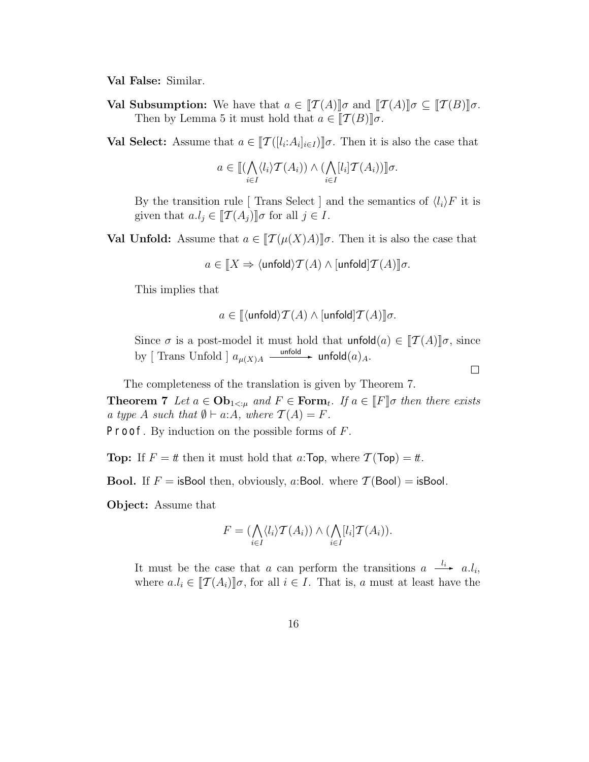**Val False:** Similar.

**Val Subsumption:** We have that $a \in [\![\mathcal{T}(A)]\!]\sigma$ and $[\![\mathcal{T}(A)]\!]\sigma \subseteq [\![\mathcal{T}(B)]\!]\sigma$. Then by Lemma 5 it must hold that $a \in [\![\mathcal{T}(B)]\!]\sigma$.

**Val Select:** Assume that $a \in [\![\mathcal{T}([l_i{:}A_i]_{i\in I})]\!]\sigma$. Then it is also the case that

$$a \in [\![(\bigwedge_{i\in I}\langle l_i\rangle \mathcal{T}(A_i)) \wedge (\bigwedge_{i\in I}[l_i]\mathcal{T}(A_i))]\!]\sigma.$$

By the transition rule [ Trans Select ] and the semantics of $\langle l_i\rangle F$ it is given that $a.l_j \in [\![\mathcal{T}(A_j)]\!]\sigma$ for all $j \in I$.

**Val Unfold:** Assume that $a \in [\![\mathcal{T}(\mu(X)A)]\!]\sigma$. Then it is also the case that

$$a \in [\![X \Rightarrow \langle \mathsf{unfold}\rangle \mathcal{T}(A) \wedge [\mathsf{unfold}]\mathcal{T}(A)]\!]\sigma.$$

This implies that

$$a \in [\![\langle \mathsf{unfold}\rangle \mathcal{T}(A) \wedge [\mathsf{unfold}]\mathcal{T}(A)]\!]\sigma.$$

Since $\sigma$ is a post-model it must hold that $\mathsf{unfold}(a) \in [\![\mathcal{T}(A)]\!]\sigma$, since by [ Trans Unfold ] $a_{\mu(X)A} \xrightarrow{\mathsf{unfold}} \mathsf{unfold}(a)_A$.

□

The completeness of the translation is given by Theorem 7.

**Theorem 7** *Let $a \in \mathbf{Ob}_{1<:\mu}$ and $F \in \mathbf{Form}_t$. If $a \in [\![F]\!]\sigma$ then there exists a type $A$ such that $\emptyset \vdash a{:}A$, where $\mathcal{T}(A) = F$.*

Proof. By induction on the possible forms of $F$.

**Top:** If $F = tt$ then it must hold that $a{:}\mathsf{Top}$, where $\mathcal{T}(\mathsf{Top}) = tt$.

**Bool.** If $F = \mathsf{isBool}$ then, obviously, $a{:}\mathsf{Bool}$. where $\mathcal{T}(\mathsf{Bool}) = \mathsf{isBool}$.

**Object:** Assume that

$$F = (\bigwedge_{i\in I}\langle l_i\rangle \mathcal{T}(A_i)) \wedge (\bigwedge_{i\in I}[l_i]\mathcal{T}(A_i)).$$

It must be the case that $a$ can perform the transitions $a \xrightarrow{l_i} a.l_i$, where $a.l_i \in [\![\mathcal{T}(A_i)]\!]\sigma$, for all $i \in I$. That is, $a$ must at least have the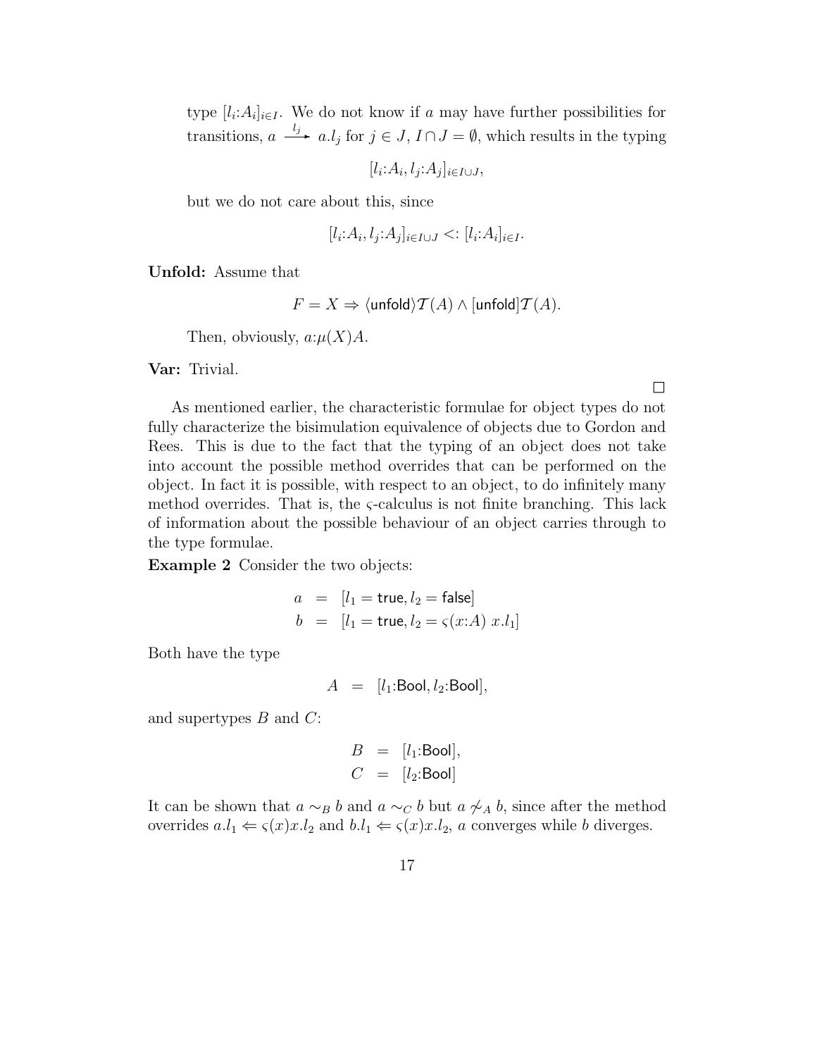type $[l_i{:}A_i]_{i \in I}$. We do not know if $a$ may have further possibilities for transitions, $a \xrightarrow{l_j} a.l_j$ for $j \in J$, $I \cap J = \emptyset$, which results in the typing

$$[l_i{:}A_i, l_j{:}A_j]_{i \in I \cup J},$$

but we do not care about this, since

$$[l_i{:}A_i, l_j{:}A_j]_{i \in I \cup J} <: [l_i{:}A_i]_{i \in I}.$$

**Unfold:** Assume that

$$F = X \Rightarrow \langle \mathsf{unfold} \rangle \mathcal{T}(A) \wedge [\mathsf{unfold}]\mathcal{T}(A).$$

Then, obviously, $a{:}\mu(X)A$.

**Var:** Trivial.

□

As mentioned earlier, the characteristic formulae for object types do not fully characterize the bisimulation equivalence of objects due to Gordon and Rees. This is due to the fact that the typing of an object does not take into account the possible method overrides that can be performed on the object. In fact it is possible, with respect to an object, to do infinitely many method overrides. That is, the $\varsigma$-calculus is not finite branching. This lack of information about the possible behaviour of an object carries through to the type formulae.

**Example 2** Consider the two objects:

$$\begin{aligned} a &= [l_1 = \mathsf{true}, l_2 = \mathsf{false}] \\ b &= [l_1 = \mathsf{true}, l_2 = \varsigma(x{:}A)\ x.l_1] \end{aligned}$$

Both have the type

$$A = [l_1{:}\mathsf{Bool}, l_2{:}\mathsf{Bool}],$$

and supertypes $B$ and $C$:

$$\begin{aligned} B &= [l_1{:}\mathsf{Bool}], \\ C &= [l_2{:}\mathsf{Bool}] \end{aligned}$$

It can be shown that $a \sim_B b$ and $a \sim_C b$ but $a \not\sim_A b$, since after the method overrides $a.l_1 \Leftarrow \varsigma(x)x.l_2$ and $b.l_1 \Leftarrow \varsigma(x)x.l_2$, $a$ converges while $b$ diverges.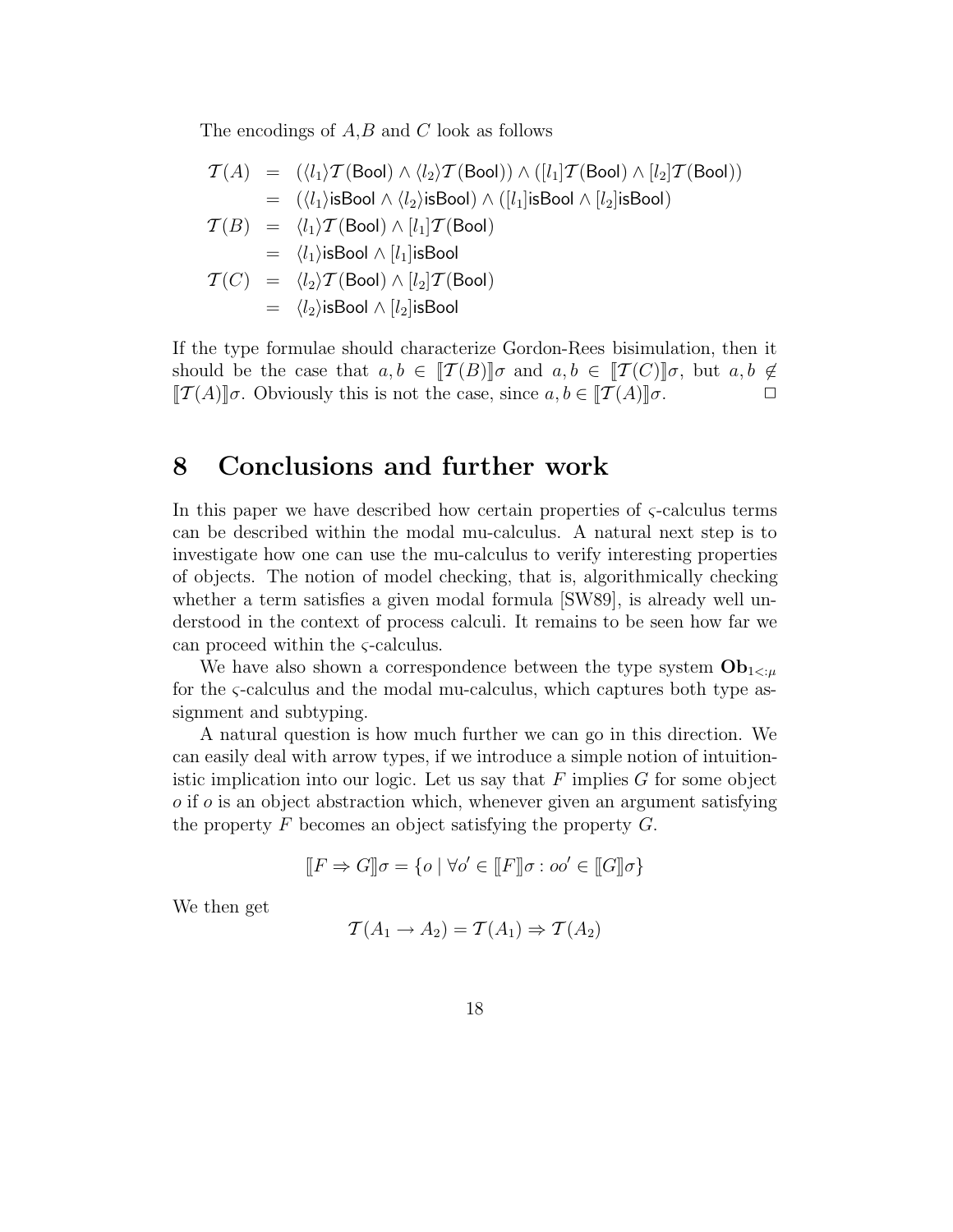The encodings of $A$,$B$ and $C$ look as follows

$$
\begin{aligned}
\mathcal{T}(A) &= (\langle l_1\rangle\mathcal{T}(\mathsf{Bool}) \wedge \langle l_2\rangle\mathcal{T}(\mathsf{Bool})) \wedge ([l_1]\mathcal{T}(\mathsf{Bool}) \wedge [l_2]\mathcal{T}(\mathsf{Bool}))\\
&= (\langle l_1\rangle\mathsf{isBool} \wedge \langle l_2\rangle\mathsf{isBool}) \wedge ([l_1]\mathsf{isBool} \wedge [l_2]\mathsf{isBool})\\
\mathcal{T}(B) &= \langle l_1\rangle\mathcal{T}(\mathsf{Bool}) \wedge [l_1]\mathcal{T}(\mathsf{Bool})\\
&= \langle l_1\rangle\mathsf{isBool} \wedge [l_1]\mathsf{isBool}\\
\mathcal{T}(C) &= \langle l_2\rangle\mathcal{T}(\mathsf{Bool}) \wedge [l_2]\mathcal{T}(\mathsf{Bool})\\
&= \langle l_2\rangle\mathsf{isBool} \wedge [l_2]\mathsf{isBool}
\end{aligned}
$$

If the type formulae should characterize Gordon-Rees bisimulation, then it should be the case that $a, b \in [\![\mathcal{T}(B)]\!]\sigma$ and $a, b \in [\![\mathcal{T}(C)]\!]\sigma$, but $a, b \notin [\![\mathcal{T}(A)]\!]\sigma$. Obviously this is not the case, since $a, b \in [\![\mathcal{T}(A)]\!]\sigma$. □

# 8 Conclusions and further work

In this paper we have described how certain properties of $\varsigma$-calculus terms can be described within the modal mu-calculus. A natural next step is to investigate how one can use the mu-calculus to verify interesting properties of objects. The notion of model checking, that is, algorithmically checking whether a term satisfies a given modal formula [SW89], is already well understood in the context of process calculi. It remains to be seen how far we can proceed within the $\varsigma$-calculus.

We have also shown a correspondence between the type system $\mathbf{Ob}_{1<:\mu}$ for the $\varsigma$-calculus and the modal mu-calculus, which captures both type assignment and subtyping.

A natural question is how much further we can go in this direction. We can easily deal with arrow types, if we introduce a simple notion of intuitionistic implication into our logic. Let us say that $F$ implies $G$ for some object $o$ if $o$ is an object abstraction which, whenever given an argument satisfying the property $F$ becomes an object satisfying the property $G$.

$$[\![F \Rightarrow G]\!]\sigma = \{o \mid \forall o' \in [\![F]\!]\sigma : oo' \in [\![G]\!]\sigma\}$$

We then get

$$\mathcal{T}(A_1 \to A_2) = \mathcal{T}(A_1) \Rightarrow \mathcal{T}(A_2)$$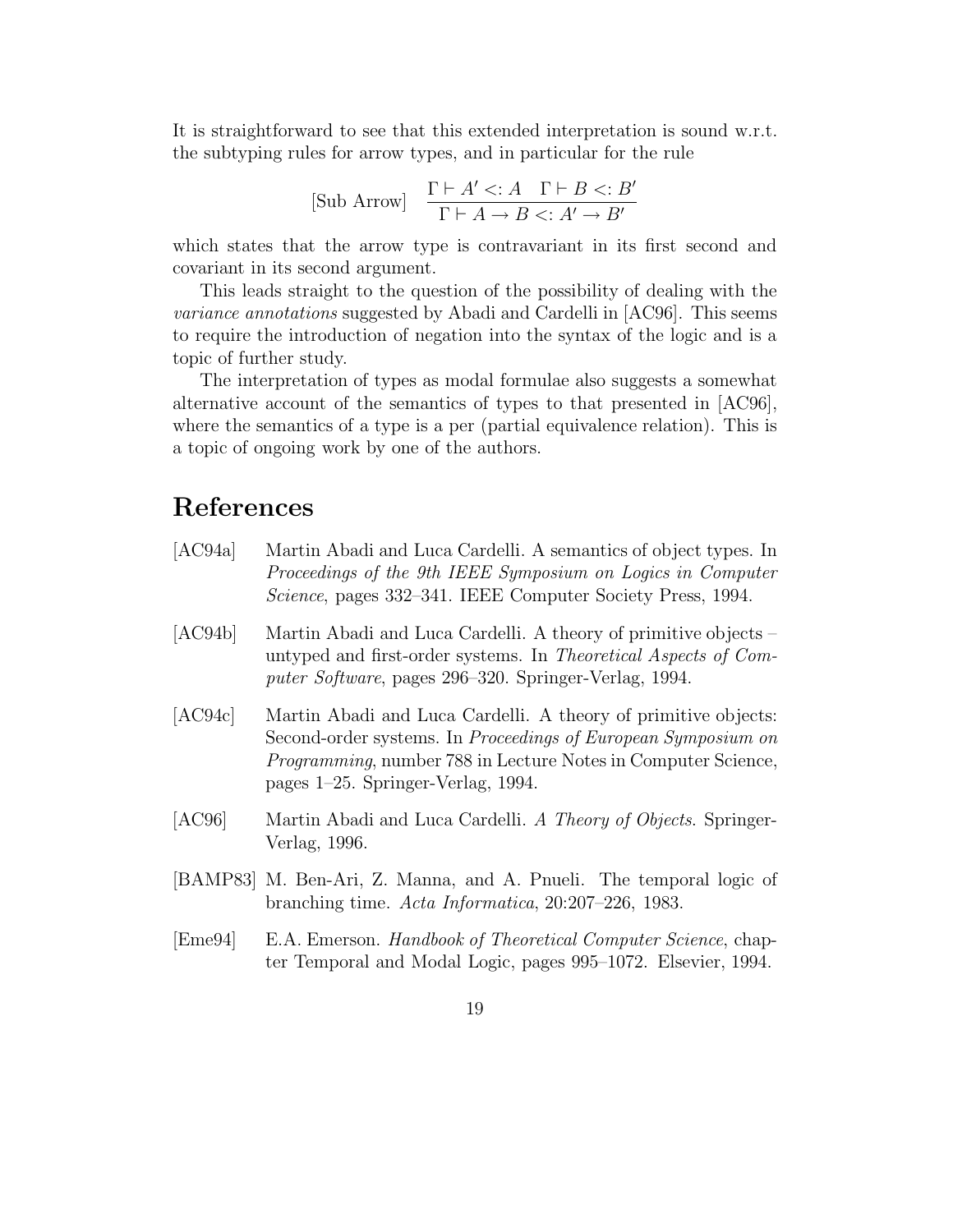It is straightforward to see that this extended interpretation is sound w.r.t. the subtyping rules for arrow types, and in particular for the rule

$$\text{[Sub Arrow]} \quad \frac{\Gamma \vdash A' <: A \quad \Gamma \vdash B <: B'}{\Gamma \vdash A \to B <: A' \to B'}$$

which states that the arrow type is contravariant in its first second and covariant in its second argument.

This leads straight to the question of the possibility of dealing with the *variance annotations* suggested by Abadi and Cardelli in [AC96]. This seems to require the introduction of negation into the syntax of the logic and is a topic of further study.

The interpretation of types as modal formulae also suggests a somewhat alternative account of the semantics of types to that presented in [AC96], where the semantics of a type is a per (partial equivalence relation). This is a topic of ongoing work by one of the authors.

# References

[AC94a] Martin Abadi and Luca Cardelli. A semantics of object types. In *Proceedings of the 9th IEEE Symposium on Logics in Computer Science*, pages 332–341. IEEE Computer Society Press, 1994.

[AC94b] Martin Abadi and Luca Cardelli. A theory of primitive objects – untyped and first-order systems. In *Theoretical Aspects of Computer Software*, pages 296–320. Springer-Verlag, 1994.

[AC94c] Martin Abadi and Luca Cardelli. A theory of primitive objects: Second-order systems. In *Proceedings of European Symposium on Programming*, number 788 in Lecture Notes in Computer Science, pages 1–25. Springer-Verlag, 1994.

[AC96] Martin Abadi and Luca Cardelli. *A Theory of Objects*. Springer-Verlag, 1996.

[BAMP83] M. Ben-Ari, Z. Manna, and A. Pnueli. The temporal logic of branching time. *Acta Informatica*, 20:207–226, 1983.

[Eme94] E.A. Emerson. *Handbook of Theoretical Computer Science*, chapter Temporal and Modal Logic, pages 995–1072. Elsevier, 1994.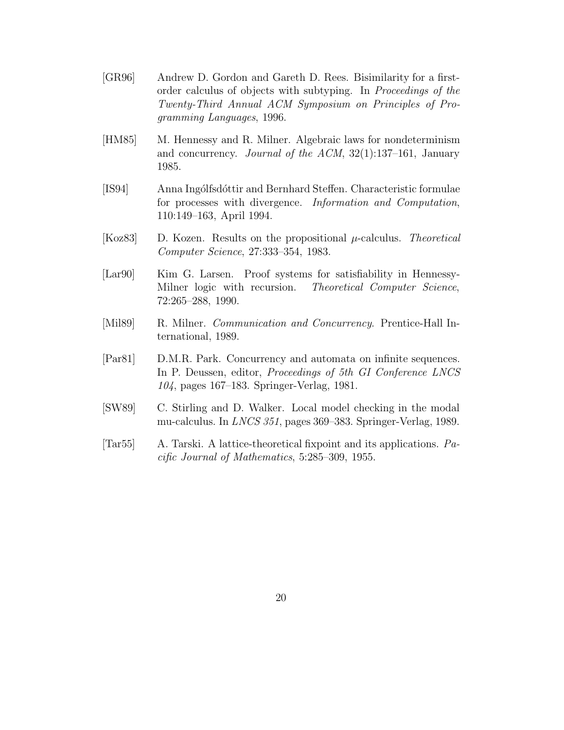[GR96] Andrew D. Gordon and Gareth D. Rees. Bisimilarity for a first-order calculus of objects with subtyping. In *Proceedings of the Twenty-Third Annual ACM Symposium on Principles of Programming Languages*, 1996.

[HM85] M. Hennessy and R. Milner. Algebraic laws for nondeterminism and concurrency. *Journal of the ACM*, 32(1):137–161, January 1985.

[IS94] Anna Ingólfsdóttir and Bernhard Steffen. Characteristic formulae for processes with divergence. *Information and Computation*, 110:149–163, April 1994.

[Koz83] D. Kozen. Results on the propositional $\mu$-calculus. *Theoretical Computer Science*, 27:333–354, 1983.

[Lar90] Kim G. Larsen. Proof systems for satisfiability in Hennessy-Milner logic with recursion. *Theoretical Computer Science*, 72:265–288, 1990.

[Mil89] R. Milner. *Communication and Concurrency*. Prentice-Hall International, 1989.

[Par81] D.M.R. Park. Concurrency and automata on infinite sequences. In P. Deussen, editor, *Proceedings of 5th GI Conference LNCS 104*, pages 167–183. Springer-Verlag, 1981.

[SW89] C. Stirling and D. Walker. Local model checking in the modal mu-calculus. In *LNCS 351*, pages 369–383. Springer-Verlag, 1989.

[Tar55] A. Tarski. A lattice-theoretical fixpoint and its applications. *Pacific Journal of Mathematics*, 5:285–309, 1955.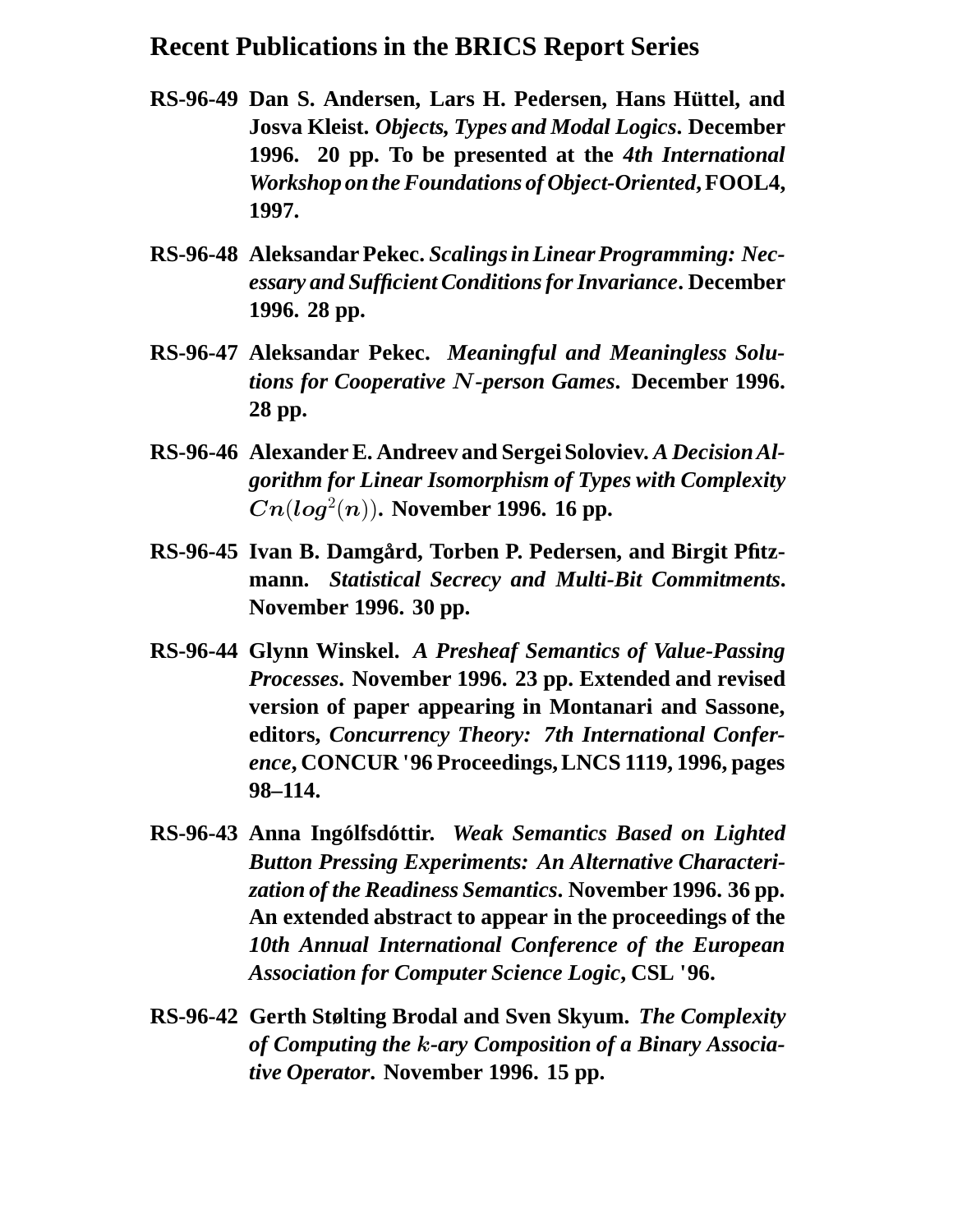## Recent Publications in the BRICS Report Series

**RS-96-49 Dan S. Andersen, Lars H. Pedersen, Hans Hüttel, and Josva Kleist.** ***Objects, Types and Modal Logics*****. December 1996. 20 pp. To be presented at the *4th International Workshop on the Foundations of Object-Oriented*, FOOL4, 1997.**

**RS-96-48 Aleksandar Pekec.** ***Scalings in Linear Programming: Necessary and Sufficient Conditions for Invariance*****. December 1996. 28 pp.**

**RS-96-47 Aleksandar Pekec.** ***Meaningful and Meaningless Solutions for Cooperative $N$-person Games*****. December 1996. 28 pp.**

**RS-96-46 Alexander E. Andreev and Sergei Soloviev.** ***A Decision Algorithm for Linear Isomorphism of Types with Complexity $Cn(log^2(n))$*****. November 1996. 16 pp.**

**RS-96-45 Ivan B. Damgård, Torben P. Pedersen, and Birgit Pfitzmann.** ***Statistical Secrecy and Multi-Bit Commitments*****. November 1996. 30 pp.**

**RS-96-44 Glynn Winskel.** ***A Presheaf Semantics of Value-Passing Processes*****. November 1996. 23 pp. Extended and revised version of paper appearing in Montanari and Sassone, editors, *Concurrency Theory: 7th International Conference*, CONCUR '96 Proceedings, LNCS 1119, 1996, pages 98–114.**

**RS-96-43 Anna Ingólfsdóttir.** ***Weak Semantics Based on Lighted Button Pressing Experiments: An Alternative Characterization of the Readiness Semantics*****. November 1996. 36 pp. An extended abstract to appear in the proceedings of the *10th Annual International Conference of the European Association for Computer Science Logic*, CSL '96.**

**RS-96-42 Gerth Stølting Brodal and Sven Skyum.** ***The Complexity of Computing the $k$-ary Composition of a Binary Associative Operator*****. November 1996. 15 pp.**